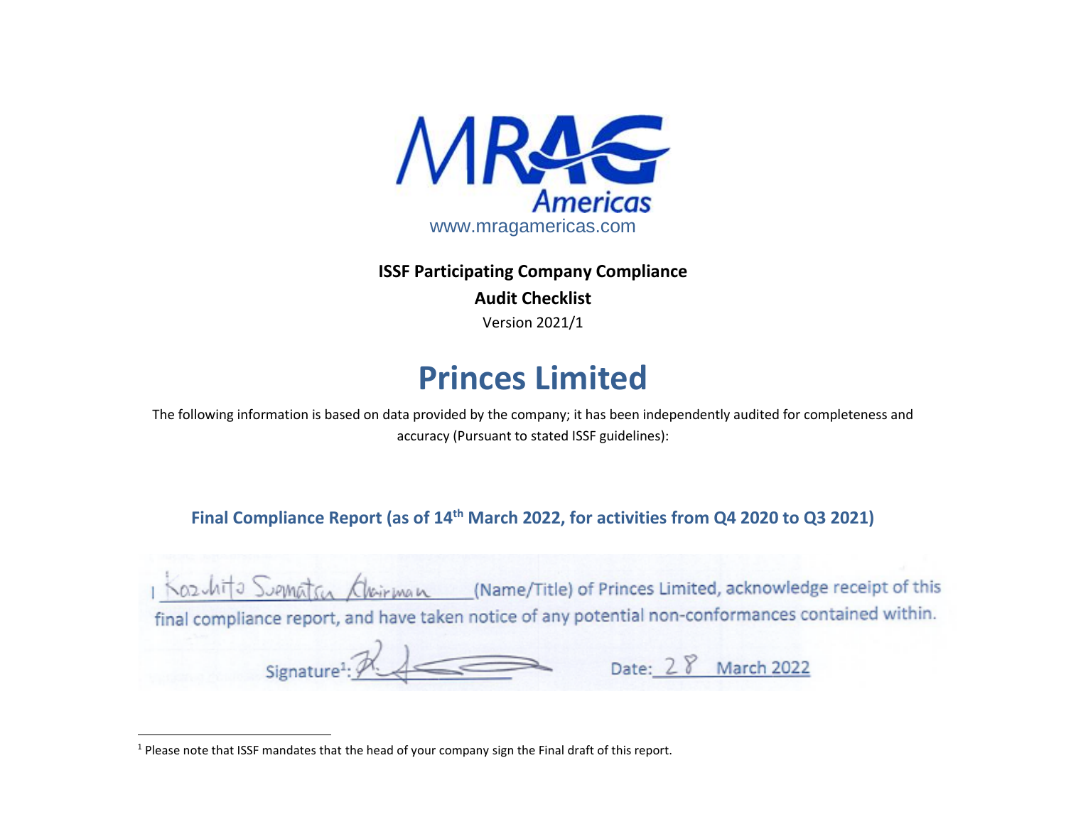MRAG Americas

www.mragamericas.com

**ISSF Participating Company Compliance**

**Audit Checklist**

Version 2021/1

# Princes Limited

The following information is based on data provided by the company; it has been independently audited for completeness and accuracy (Pursuant to stated ISSF guidelines):

## Final Compliance Report (as of 14th March 2022, for activities from Q4 2020 to Q3 2021)

I Kazuhito Suematsu Chairman (Name/Title) of Princes Limited, acknowledge receipt of this final compliance report, and have taken notice of any potential non-conformances contained within.

Signature[1]: ________________ Date: 28 March 2022

[1] Please note that ISSF mandates that the head of your company sign the Final draft of this report.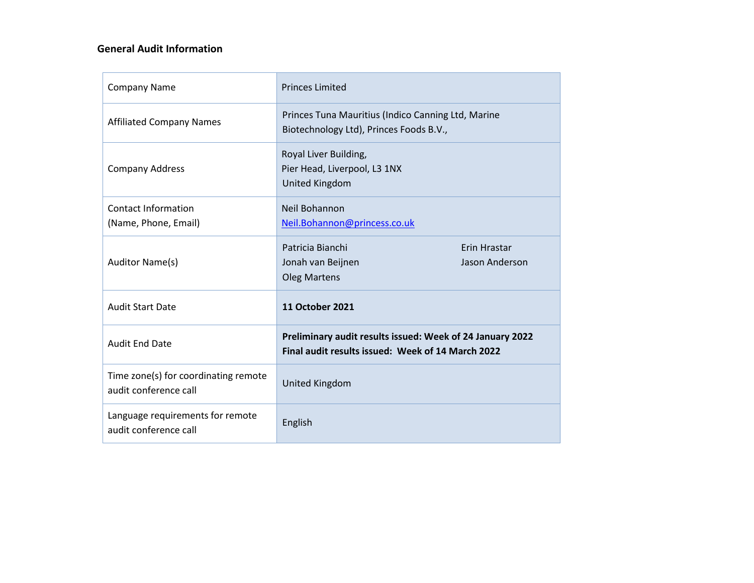**General Audit Information**

| Company Name | Princes Limited |
|---|---|
| Affiliated Company Names | Princes Tuna Mauritius (Indico Canning Ltd, Marine Biotechnology Ltd), Princes Foods B.V., |
| Company Address | Royal Liver Building,<br>Pier Head, Liverpool, L3 1NX<br>United Kingdom |
| Contact Information (Name, Phone, Email) | Neil Bohannon<br>Neil.Bohannon@princess.co.uk |
| Auditor Name(s) | Patricia Bianchi<br>Jonah van Beijnen<br>Oleg Martens<br>Erin Hrastar<br>Jason Anderson |
| Audit Start Date | **11 October 2021** |
| Audit End Date | **Preliminary audit results issued: Week of 24 January 2022**<br>**Final audit results issued: Week of 14 March 2022** |
| Time zone(s) for coordinating remote audit conference call | United Kingdom |
| Language requirements for remote audit conference call | English |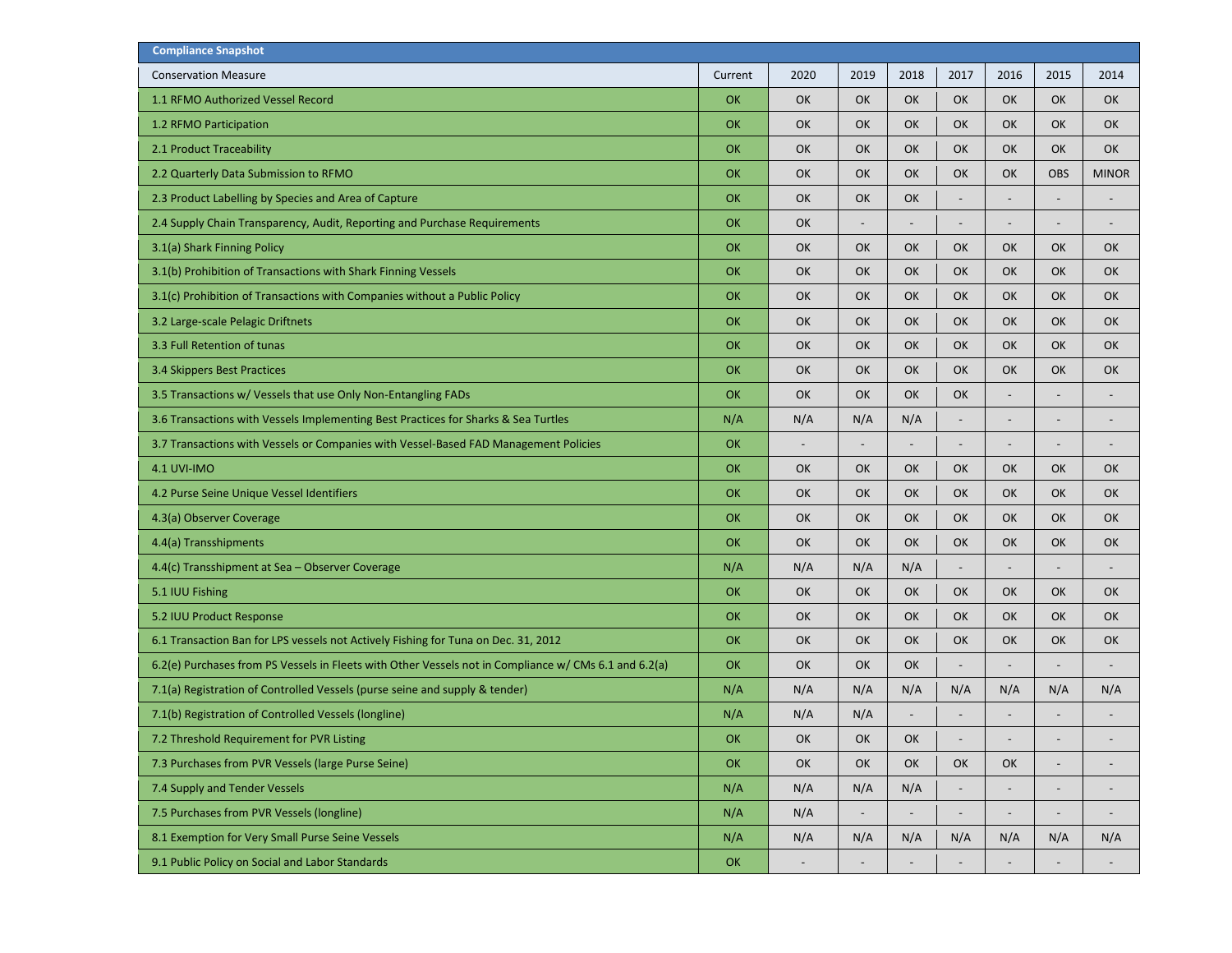**Compliance Snapshot**

| Conservation Measure | Current | 2020 | 2019 | 2018 | 2017 | 2016 | 2015 | 2014 |
|---|---|---|---|---|---|---|---|---|
| 1.1 RFMO Authorized Vessel Record | OK | OK | OK | OK | OK | OK | OK | OK |
| 1.2 RFMO Participation | OK | OK | OK | OK | OK | OK | OK | OK |
| 2.1 Product Traceability | OK | OK | OK | OK | OK | OK | OK | OK |
| 2.2 Quarterly Data Submission to RFMO | OK | OK | OK | OK | OK | OK | OBS | MINOR |
| 2.3 Product Labelling by Species and Area of Capture | OK | OK | OK | OK | - | - | - | - |
| 2.4 Supply Chain Transparency, Audit, Reporting and Purchase Requirements | OK | OK | - | - | - | - | - | - |
| 3.1(a) Shark Finning Policy | OK | OK | OK | OK | OK | OK | OK | OK |
| 3.1(b) Prohibition of Transactions with Shark Finning Vessels | OK | OK | OK | OK | OK | OK | OK | OK |
| 3.1(c) Prohibition of Transactions with Companies without a Public Policy | OK | OK | OK | OK | OK | OK | OK | OK |
| 3.2 Large-scale Pelagic Driftnets | OK | OK | OK | OK | OK | OK | OK | OK |
| 3.3 Full Retention of tunas | OK | OK | OK | OK | OK | OK | OK | OK |
| 3.4 Skippers Best Practices | OK | OK | OK | OK | OK | OK | OK | OK |
| 3.5 Transactions w/ Vessels that use Only Non-Entangling FADs | OK | OK | OK | OK | OK | - | - | - |
| 3.6 Transactions with Vessels Implementing Best Practices for Sharks & Sea Turtles | N/A | N/A | N/A | N/A | - | - | - | - |
| 3.7 Transactions with Vessels or Companies with Vessel-Based FAD Management Policies | OK | - | - | - | - | - | - | - |
| 4.1 UVI-IMO | OK | OK | OK | OK | OK | OK | OK | OK |
| 4.2 Purse Seine Unique Vessel Identifiers | OK | OK | OK | OK | OK | OK | OK | OK |
| 4.3(a) Observer Coverage | OK | OK | OK | OK | OK | OK | OK | OK |
| 4.4(a) Transshipments | OK | OK | OK | OK | OK | OK | OK | OK |
| 4.4(c) Transshipment at Sea – Observer Coverage | N/A | N/A | N/A | N/A | - | - | - | - |
| 5.1 IUU Fishing | OK | OK | OK | OK | OK | OK | OK | OK |
| 5.2 IUU Product Response | OK | OK | OK | OK | OK | OK | OK | OK |
| 6.1 Transaction Ban for LPS vessels not Actively Fishing for Tuna on Dec. 31, 2012 | OK | OK | OK | OK | OK | OK | OK | OK |
| 6.2(e) Purchases from PS Vessels in Fleets with Other Vessels not in Compliance w/ CMs 6.1 and 6.2(a) | OK | OK | OK | OK | - | - | - | - |
| 7.1(a) Registration of Controlled Vessels (purse seine and supply & tender) | N/A | N/A | N/A | N/A | N/A | N/A | N/A | N/A |
| 7.1(b) Registration of Controlled Vessels (longline) | N/A | N/A | N/A | - | - | - | - | - |
| 7.2 Threshold Requirement for PVR Listing | OK | OK | OK | OK | - | - | - | - |
| 7.3 Purchases from PVR Vessels (large Purse Seine) | OK | OK | OK | OK | OK | OK | - | - |
| 7.4 Supply and Tender Vessels | N/A | N/A | N/A | N/A | - | - | - | - |
| 7.5 Purchases from PVR Vessels (longline) | N/A | N/A | - | - | - | - | - | - |
| 8.1 Exemption for Very Small Purse Seine Vessels | N/A | N/A | N/A | N/A | N/A | N/A | N/A | N/A |
| 9.1 Public Policy on Social and Labor Standards | OK | - | - | - | - | - | - | - |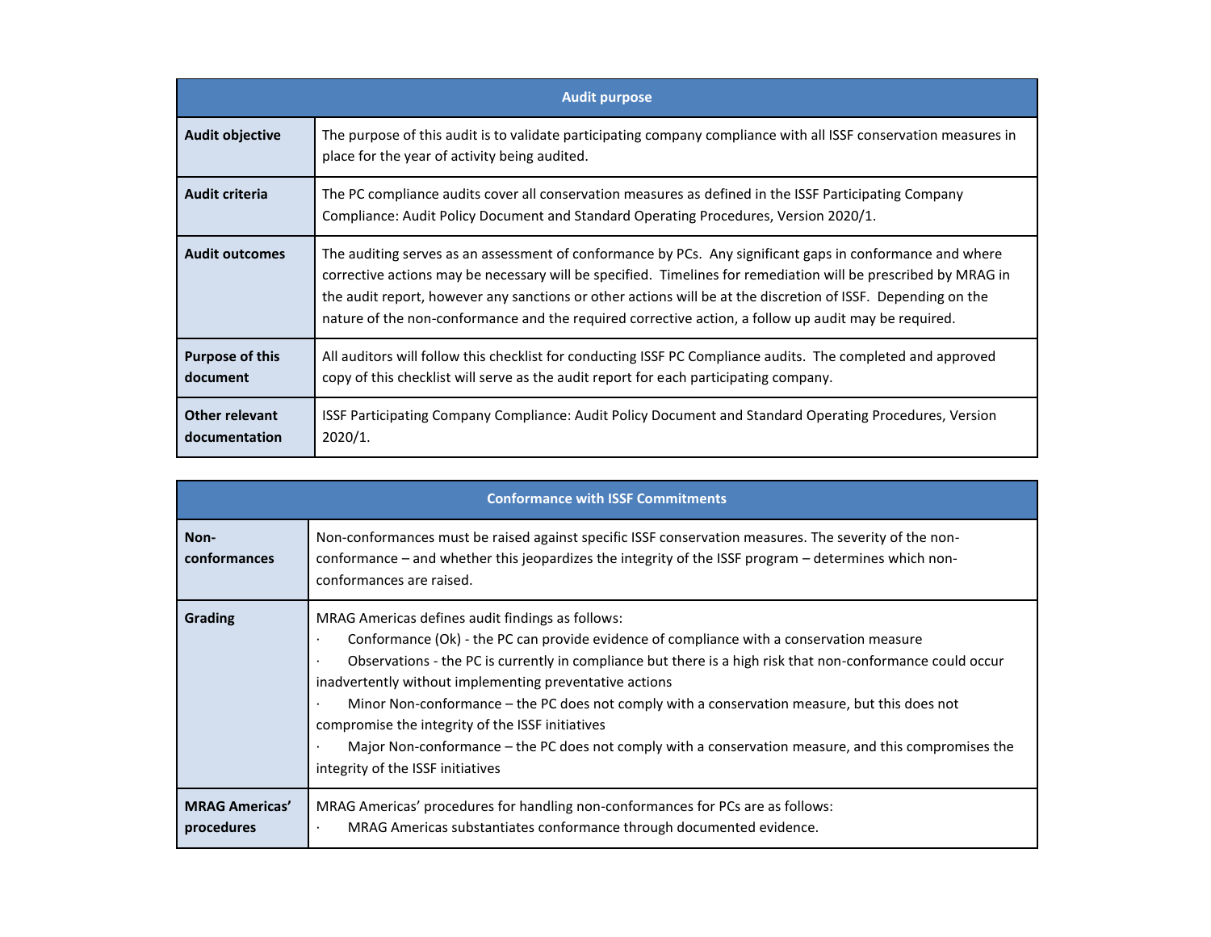| Audit purpose | |
|---|---|
| **Audit objective** | The purpose of this audit is to validate participating company compliance with all ISSF conservation measures in place for the year of activity being audited. |
| **Audit criteria** | The PC compliance audits cover all conservation measures as defined in the ISSF Participating Company Compliance: Audit Policy Document and Standard Operating Procedures, Version 2020/1. |
| **Audit outcomes** | The auditing serves as an assessment of conformance by PCs. Any significant gaps in conformance and where corrective actions may be necessary will be specified. Timelines for remediation will be prescribed by MRAG in the audit report, however any sanctions or other actions will be at the discretion of ISSF. Depending on the nature of the non-conformance and the required corrective action, a follow up audit may be required. |
| **Purpose of this document** | All auditors will follow this checklist for conducting ISSF PC Compliance audits. The completed and approved copy of this checklist will serve as the audit report for each participating company. |
| **Other relevant documentation** | ISSF Participating Company Compliance: Audit Policy Document and Standard Operating Procedures, Version 2020/1. |

| Conformance with ISSF Commitments | |
|---|---|
| **Non-conformances** | Non-conformances must be raised against specific ISSF conservation measures. The severity of the non-conformance – and whether this jeopardizes the integrity of the ISSF program – determines which non-conformances are raised. |
| **Grading** | MRAG Americas defines audit findings as follows:<br>· Conformance (Ok) - the PC can provide evidence of compliance with a conservation measure<br>· Observations - the PC is currently in compliance but there is a high risk that non-conformance could occur inadvertently without implementing preventative actions<br>· Minor Non-conformance – the PC does not comply with a conservation measure, but this does not compromise the integrity of the ISSF initiatives<br>· Major Non-conformance – the PC does not comply with a conservation measure, and this compromises the integrity of the ISSF initiatives |
| **MRAG Americas' procedures** | MRAG Americas' procedures for handling non-conformances for PCs are as follows:<br>· MRAG Americas substantiates conformance through documented evidence. |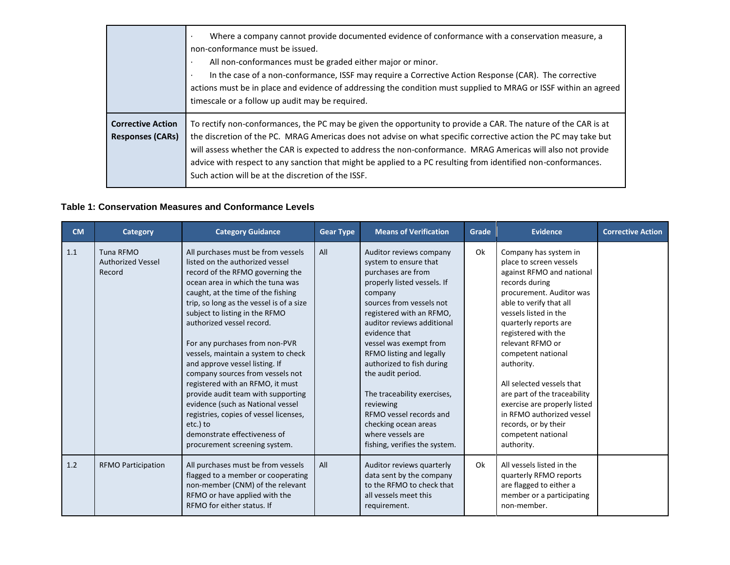| | |
|---|---|
| | · Where a company cannot provide documented evidence of conformance with a conservation measure, a non-conformance must be issued.<br>· All non-conformances must be graded either major or minor.<br>· In the case of a non-conformance, ISSF may require a Corrective Action Response (CAR). The corrective actions must be in place and evidence of addressing the condition must supplied to MRAG or ISSF within an agreed timescale or a follow up audit may be required. |
| **Corrective Action Responses (CARs)** | To rectify non-conformances, the PC may be given the opportunity to provide a CAR. The nature of the CAR is at the discretion of the PC. MRAG Americas does not advise on what specific corrective action the PC may take but will assess whether the CAR is expected to address the non-conformance. MRAG Americas will also not provide advice with respect to any sanction that might be applied to a PC resulting from identified non-conformances. Such action will be at the discretion of the ISSF. |

**Table 1: Conservation Measures and Conformance Levels**

| CM | Category | Category Guidance | Gear Type | Means of Verification | Grade | Evidence | Corrective Action |
|---|---|---|---|---|---|---|---|
| 1.1 | Tuna RFMO Authorized Vessel Record | All purchases must be from vessels listed on the authorized vessel record of the RFMO governing the ocean area in which the tuna was caught, at the time of the fishing trip, so long as the vessel is of a size subject to listing in the RFMO authorized vessel record.<br><br>For any purchases from non-PVR vessels, maintain a system to check and approve vessel listing. If company sources from vessels not registered with an RFMO, it must provide audit team with supporting evidence (such as National vessel registries, copies of vessel licenses, etc.) to demonstrate effectiveness of procurement screening system. | All | Auditor reviews company system to ensure that purchases are from properly listed vessels. If company sources from vessels not registered with an RFMO, auditor reviews additional evidence that vessel was exempt from RFMO listing and legally authorized to fish during the audit period.<br><br>The traceability exercises, reviewing RFMO vessel records and checking ocean areas where vessels are fishing, verifies the system. | Ok | Company has system in place to screen vessels against RFMO and national records during procurement. Auditor was able to verify that all vessels listed in the quarterly reports are registered with the relevant RFMO or competent national authority.<br><br>All selected vessels that are part of the traceability exercise are properly listed in RFMO authorized vessel records, or by their competent national authority. | |
| 1.2 | RFMO Participation | All purchases must be from vessels flagged to a member or cooperating non-member (CNM) of the relevant RFMO or have applied with the RFMO for either status. If | All | Auditor reviews quarterly data sent by the company to the RFMO to check that all vessels meet this requirement. | Ok | All vessels listed in the quarterly RFMO reports are flagged to either a member or a participating non-member. | |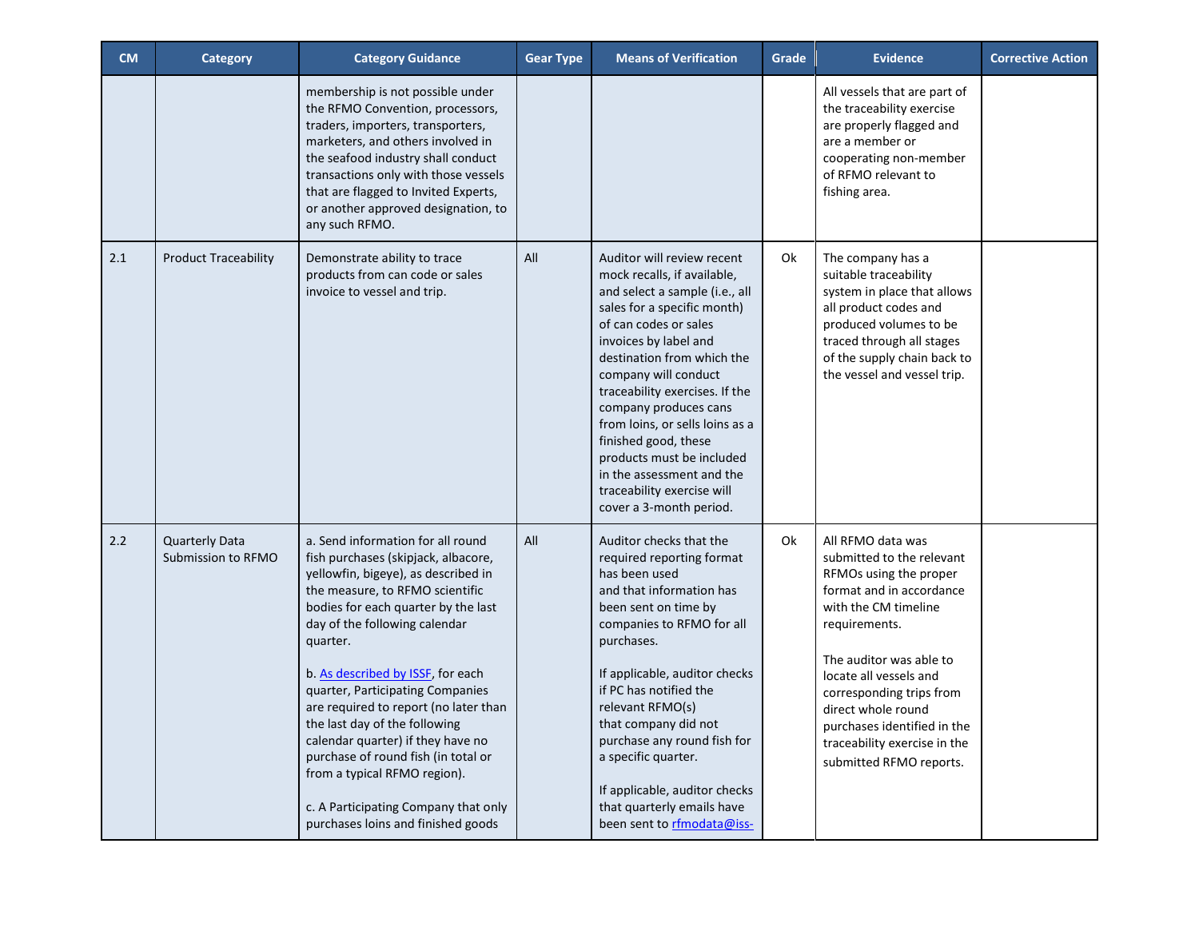| CM | Category | Category Guidance | Gear Type | Means of Verification | Grade | Evidence | Corrective Action |
|---|---|---|---|---|---|---|---|
| | | membership is not possible under the RFMO Convention, processors, traders, importers, transporters, marketers, and others involved in the seafood industry shall conduct transactions only with those vessels that are flagged to Invited Experts, or another approved designation, to any such RFMO. | | | | All vessels that are part of the traceability exercise are properly flagged and are a member or cooperating non-member of RFMO relevant to fishing area. | |
| 2.1 | Product Traceability | Demonstrate ability to trace products from can code or sales invoice to vessel and trip. | All | Auditor will review recent mock recalls, if available, and select a sample (i.e., all sales for a specific month) of can codes or sales invoices by label and destination from which the company will conduct traceability exercises. If the company produces cans from loins, or sells loins as a finished good, these products must be included in the assessment and the traceability exercise will cover a 3-month period. | Ok | The company has a suitable traceability system in place that allows all product codes and produced volumes to be traced through all stages of the supply chain back to the vessel and vessel trip. | |
| 2.2 | Quarterly Data Submission to RFMO | a. Send information for all round fish purchases (skipjack, albacore, yellowfin, bigeye), as described in the measure, to RFMO scientific bodies for each quarter by the last day of the following calendar quarter.<br><br>b. [As described by ISSF](), for each quarter, Participating Companies are required to report (no later than the last day of the following calendar quarter) if they have no purchase of round fish (in total or from a typical RFMO region).<br><br>c. A Participating Company that only purchases loins and finished goods | All | Auditor checks that the required reporting format has been used and that information has been sent on time by companies to RFMO for all purchases.<br><br>If applicable, auditor checks if PC has notified the relevant RFMO(s) that company did not purchase any round fish for a specific quarter.<br><br>If applicable, auditor checks that quarterly emails have been sent to rfmodata@iss- | Ok | All RFMO data was submitted to the relevant RFMOs using the proper format and in accordance with the CM timeline requirements.<br><br>The auditor was able to locate all vessels and corresponding trips from direct whole round purchases identified in the traceability exercise in the submitted RFMO reports. | |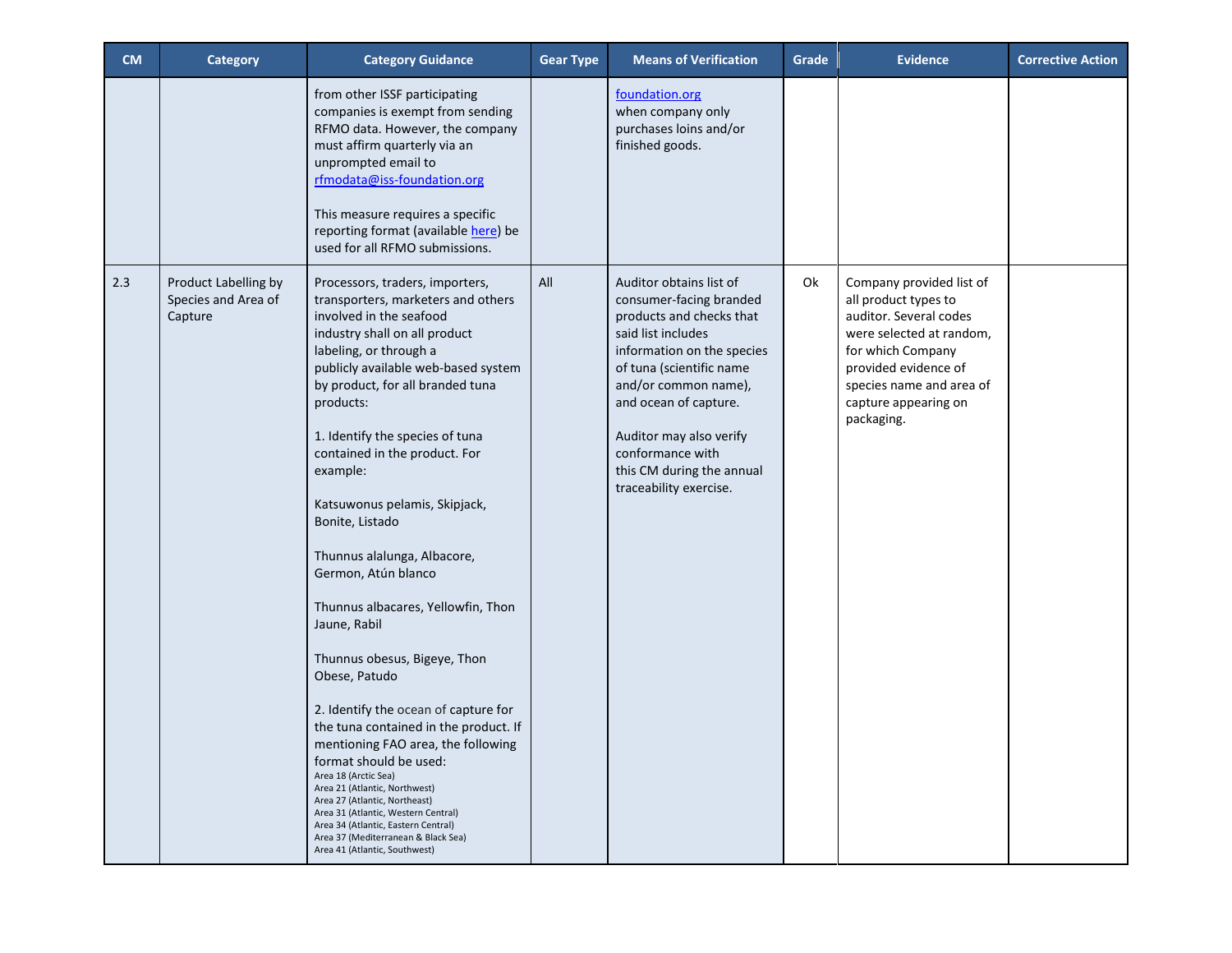| CM | Category | Category Guidance | Gear Type | Means of Verification | Grade | Evidence | Corrective Action |
|---|---|---|---|---|---|---|---|
| | | from other ISSF participating companies is exempt from sending RFMO data. However, the company must affirm quarterly via an unprompted email to rfmodata@iss-foundation.org<br><br>This measure requires a specific reporting format (available here) be used for all RFMO submissions. | | foundation.org when company only purchases loins and/or finished goods. | | | |
| 2.3 | Product Labelling by Species and Area of Capture | Processors, traders, importers, transporters, marketers and others involved in the seafood industry shall on all product labeling, or through a publicly available web-based system by product, for all branded tuna products:<br><br>1. Identify the species of tuna contained in the product. For example:<br><br>Katsuwonus pelamis, Skipjack, Bonite, Listado<br><br>Thunnus alalunga, Albacore, Germon, Atún blanco<br><br>Thunnus albacares, Yellowfin, Thon Jaune, Rabil<br><br>Thunnus obesus, Bigeye, Thon Obese, Patudo<br><br>2. Identify the ocean of capture for the tuna contained in the product. If mentioning FAO area, the following format should be used:<br>Area 18 (Arctic Sea)<br>Area 21 (Atlantic, Northwest)<br>Area 27 (Atlantic, Northeast)<br>Area 31 (Atlantic, Western Central)<br>Area 34 (Atlantic, Eastern Central)<br>Area 37 (Mediterranean & Black Sea)<br>Area 41 (Atlantic, Southwest) | All | Auditor obtains list of consumer-facing branded products and checks that said list includes information on the species of tuna (scientific name and/or common name), and ocean of capture.<br><br>Auditor may also verify conformance with this CM during the annual traceability exercise. | Ok | Company provided list of all product types to auditor. Several codes were selected at random, for which Company provided evidence of species name and area of capture appearing on packaging. | |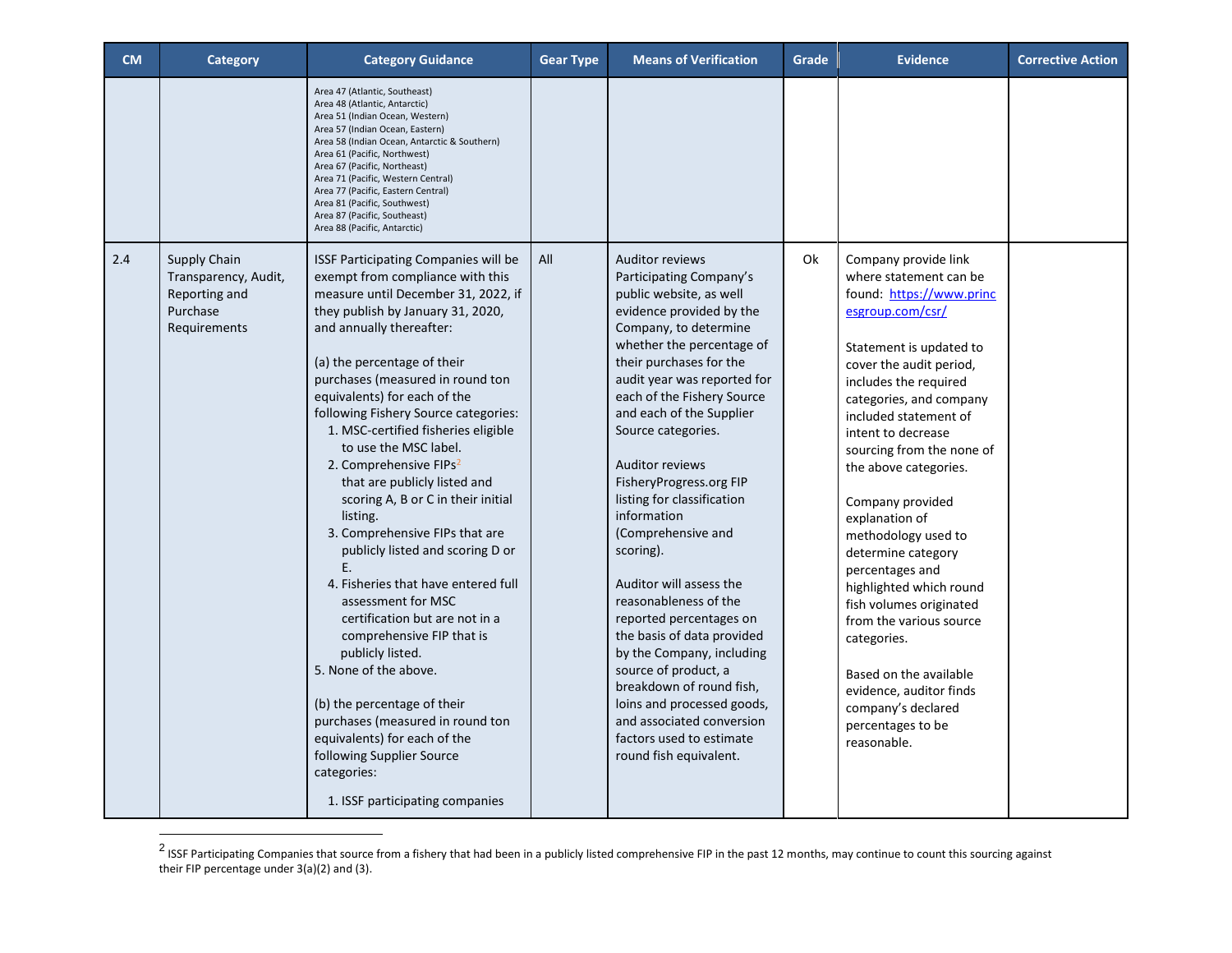| CM | Category | Category Guidance | Gear Type | Means of Verification | Grade | Evidence | Corrective Action |
|---|---|---|---|---|---|---|---|
| | | Area 47 (Atlantic, Southeast)<br>Area 48 (Atlantic, Antarctic)<br>Area 51 (Indian Ocean, Western)<br>Area 57 (Indian Ocean, Eastern)<br>Area 58 (Indian Ocean, Antarctic & Southern)<br>Area 61 (Pacific, Northwest)<br>Area 67 (Pacific, Northeast)<br>Area 71 (Pacific, Western Central)<br>Area 77 (Pacific, Eastern Central)<br>Area 81 (Pacific, Southwest)<br>Area 87 (Pacific, Southeast)<br>Area 88 (Pacific, Antarctic) | | | | | |
| 2.4 | Supply Chain Transparency, Audit, Reporting and Purchase Requirements | ISSF Participating Companies will be exempt from compliance with this measure until December 31, 2022, if they publish by January 31, 2020, and annually thereafter:<br><br>(a) the percentage of their purchases (measured in round ton equivalents) for each of the following Fishery Source categories:<br>1. MSC-certified fisheries eligible to use the MSC label.<br>2. Comprehensive FIPs[2] that are publicly listed and scoring A, B or C in their initial listing.<br>3. Comprehensive FIPs that are publicly listed and scoring D or E.<br>4. Fisheries that have entered full assessment for MSC certification but are not in a comprehensive FIP that is publicly listed.<br>5. None of the above.<br><br>(b) the percentage of their purchases (measured in round ton equivalents) for each of the following Supplier Source categories:<br>1. ISSF participating companies | All | Auditor reviews Participating Company's public website, as well evidence provided by the Company, to determine whether the percentage of their purchases for the audit year was reported for each of the Fishery Source and each of the Supplier Source categories.<br><br>Auditor reviews FisheryProgress.org FIP listing for classification information (Comprehensive and scoring).<br><br>Auditor will assess the reasonableness of the reported percentages on the basis of data provided by the Company, including source of product, a breakdown of round fish, loins and processed goods, and associated conversion factors used to estimate round fish equivalent. | Ok | Company provide link where statement can be found: https://www.princesgroup.com/csr/<br><br>Statement is updated to cover the audit period, includes the required categories, and company included statement of intent to decrease sourcing from the none of the above categories.<br><br>Company provided explanation of methodology used to determine category percentages and highlighted which round fish volumes originated from the various source categories.<br><br>Based on the available evidence, auditor finds company's declared percentages to be reasonable. | |

[2] ISSF Participating Companies that source from a fishery that had been in a publicly listed comprehensive FIP in the past 12 months, may continue to count this sourcing against their FIP percentage under 3(a)(2) and (3).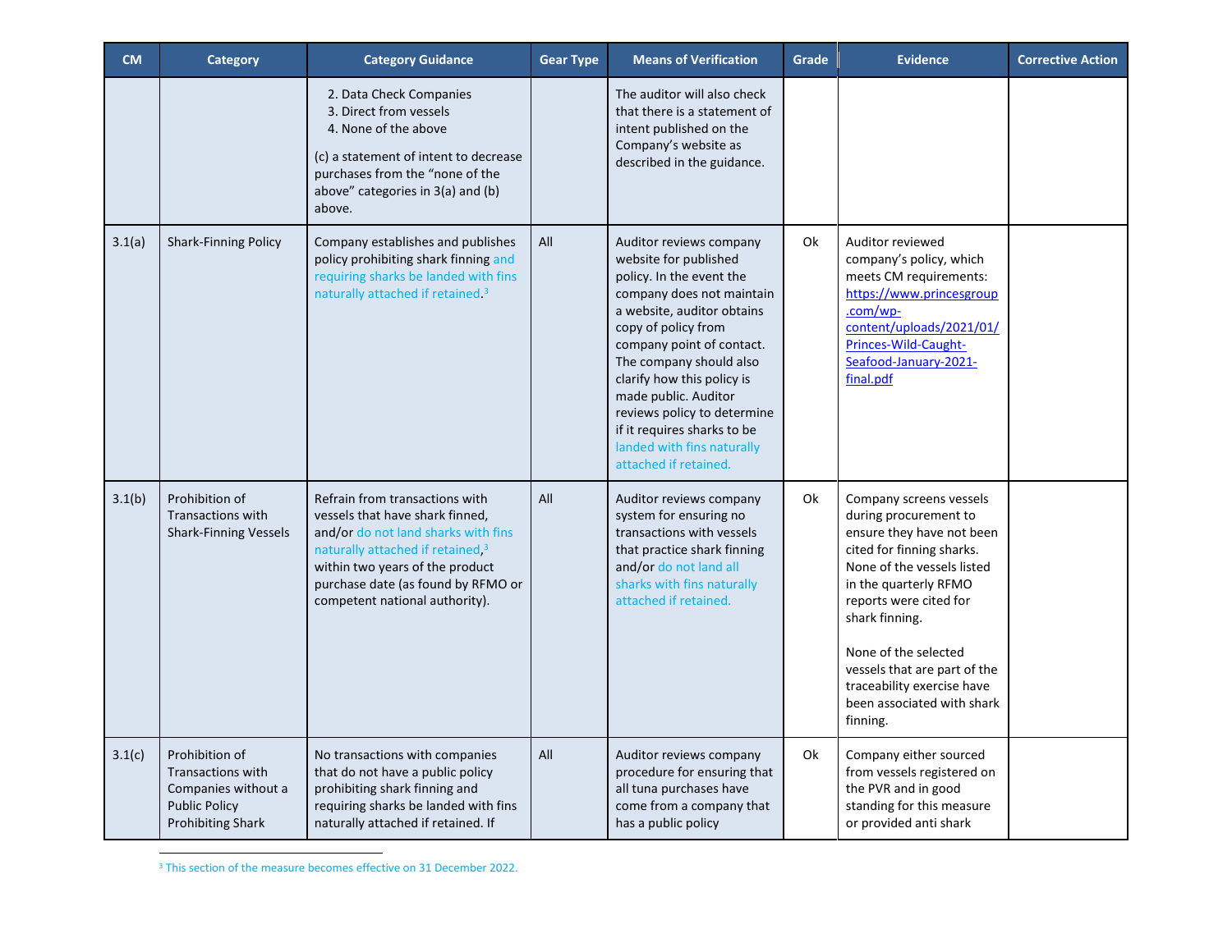| CM | Category | Category Guidance | Gear Type | Means of Verification | Grade | Evidence | Corrective Action |
|---|---|---|---|---|---|---|---|
| | | 2. Data Check Companies<br>3. Direct from vessels<br>4. None of the above<br><br>(c) a statement of intent to decrease purchases from the "none of the above" categories in 3(a) and (b) above. | | The auditor will also check that there is a statement of intent published on the Company's website as described in the guidance. | | | |
| 3.1(a) | Shark-Finning Policy | Company establishes and publishes policy prohibiting shark finning and requiring sharks be landed with fins naturally attached if retained.[3] | All | Auditor reviews company website for published policy. In the event the company does not maintain a website, auditor obtains copy of policy from company point of contact. The company should also clarify how this policy is made public. Auditor reviews policy to determine if it requires sharks to be landed with fins naturally attached if retained. | Ok | Auditor reviewed company's policy, which meets CM requirements: https://www.princesgroup.com/wp-content/uploads/2021/01/Princes-Wild-Caught-Seafood-January-2021-final.pdf | |
| 3.1(b) | Prohibition of Transactions with Shark-Finning Vessels | Refrain from transactions with vessels that have shark finned, and/or do not land sharks with fins naturally attached if retained,[3] within two years of the product purchase date (as found by RFMO or competent national authority). | All | Auditor reviews company system for ensuring no transactions with vessels that practice shark finning and/or do not land all sharks with fins naturally attached if retained. | Ok | Company screens vessels during procurement to ensure they have not been cited for finning sharks. None of the vessels listed in the quarterly RFMO reports were cited for shark finning.<br><br>None of the selected vessels that are part of the traceability exercise have been associated with shark finning. | |
| 3.1(c) | Prohibition of Transactions with Companies without a Public Policy Prohibiting Shark | No transactions with companies that do not have a public policy prohibiting shark finning and requiring sharks be landed with fins naturally attached if retained. If | All | Auditor reviews company procedure for ensuring that all tuna purchases have come from a company that has a public policy | Ok | Company either sourced from vessels registered on the PVR and in good standing for this measure or provided anti shark | |

[3] This section of the measure becomes effective on 31 December 2022.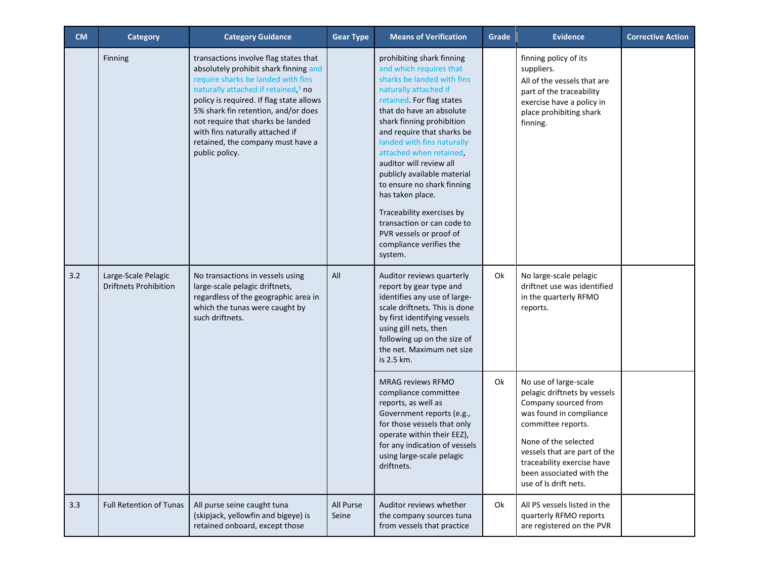| CM | Category | Category Guidance | Gear Type | Means of Verification | Grade | Evidence | Corrective Action |
|---|---|---|---|---|---|---|---|
| | Finning | transactions involve flag states that absolutely prohibit shark finning and require sharks be landed with fins naturally attached if retained,[3] no policy is required. If flag state allows 5% shark fin retention, and/or does not require that sharks be landed with fins naturally attached if retained, the company must have a public policy. | | prohibiting shark finning and which requires that sharks be landed with fins naturally attached if retained. For flag states that do have an absolute shark finning prohibition and require that sharks be landed with fins naturally attached when retained, auditor will review all publicly available material to ensure no shark finning has taken place.<br><br>Traceability exercises by transaction or can code to PVR vessels or proof of compliance verifies the system. | | finning policy of its suppliers.<br>All of the vessels that are part of the traceability exercise have a policy in place prohibiting shark finning. | |
| 3.2 | Large-Scale Pelagic Driftnets Prohibition | No transactions in vessels using large-scale pelagic driftnets, regardless of the geographic area in which the tunas were caught by such driftnets. | All | Auditor reviews quarterly report by gear type and identifies any use of large-scale driftnets. This is done by first identifying vessels using gill nets, then following up on the size of the net. Maximum net size is 2.5 km. | Ok | No large-scale pelagic driftnet use was identified in the quarterly RFMO reports. | |
| | | | | MRAG reviews RFMO compliance committee reports, as well as Government reports (e.g., for those vessels that only operate within their EEZ), for any indication of vessels using large-scale pelagic driftnets. | Ok | No use of large-scale pelagic driftnets by vessels Company sourced from was found in compliance committee reports.<br><br>None of the selected vessels that are part of the traceability exercise have been associated with the use of ls drift nets. | |
| 3.3 | Full Retention of Tunas | All purse seine caught tuna (skipjack, yellowfin and bigeye) is retained onboard, except those | All Purse Seine | Auditor reviews whether the company sources tuna from vessels that practice | Ok | All PS vessels listed in the quarterly RFMO reports are registered on the PVR | |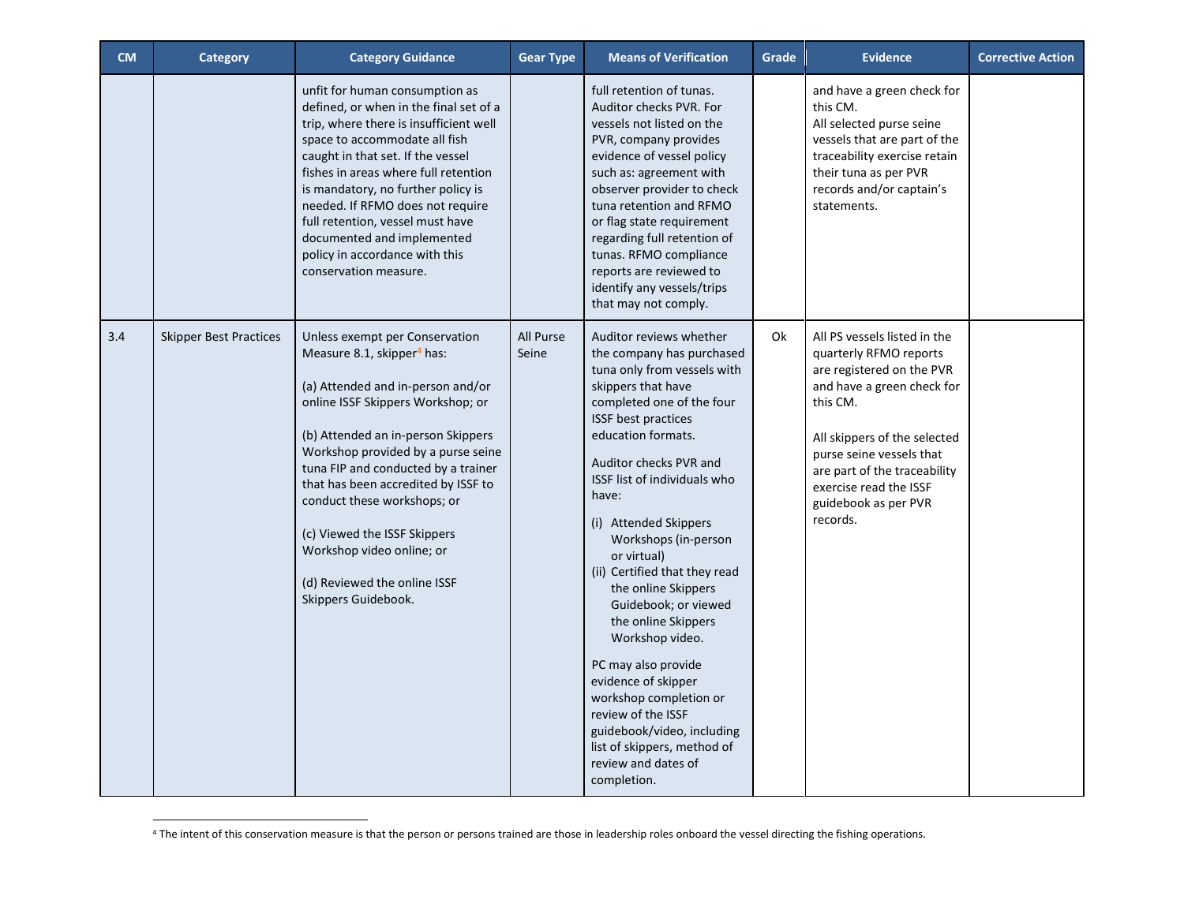| CM | Category | Category Guidance | Gear Type | Means of Verification | Grade | Evidence | Corrective Action |
|---|---|---|---|---|---|---|---|
| | | unfit for human consumption as defined, or when in the final set of a trip, where there is insufficient well space to accommodate all fish caught in that set. If the vessel fishes in areas where full retention is mandatory, no further policy is needed. If RFMO does not require full retention, vessel must have documented and implemented policy in accordance with this conservation measure. | | full retention of tunas. Auditor checks PVR. For vessels not listed on the PVR, company provides evidence of vessel policy such as: agreement with observer provider to check tuna retention and RFMO or flag state requirement regarding full retention of tunas. RFMO compliance reports are reviewed to identify any vessels/trips that may not comply. | | and have a green check for this CM.<br>All selected purse seine vessels that are part of the traceability exercise retain their tuna as per PVR records and/or captain's statements. | |
| 3.4 | Skipper Best Practices | Unless exempt per Conservation Measure 8.1, skipper[4] has:<br><br>(a) Attended and in-person and/or online ISSF Skippers Workshop; or<br><br>(b) Attended an in-person Skippers Workshop provided by a purse seine tuna FIP and conducted by a trainer that has been accredited by ISSF to conduct these workshops; or<br><br>(c) Viewed the ISSF Skippers Workshop video online; or<br><br>(d) Reviewed the online ISSF Skippers Guidebook. | All Purse Seine | Auditor reviews whether the company has purchased tuna only from vessels with skippers that have completed one of the four ISSF best practices education formats.<br><br>Auditor checks PVR and ISSF list of individuals who have:<br>(i) Attended Skippers Workshops (in-person or virtual)<br>(ii) Certified that they read the online Skippers Guidebook; or viewed the online Skippers Workshop video.<br><br>PC may also provide evidence of skipper workshop completion or review of the ISSF guidebook/video, including list of skippers, method of review and dates of completion. | Ok | All PS vessels listed in the quarterly RFMO reports are registered on the PVR and have a green check for this CM.<br><br>All skippers of the selected purse seine vessels that are part of the traceability exercise read the ISSF guidebook as per PVR records. | |

[4] The intent of this conservation measure is that the person or persons trained are those in leadership roles onboard the vessel directing the fishing operations.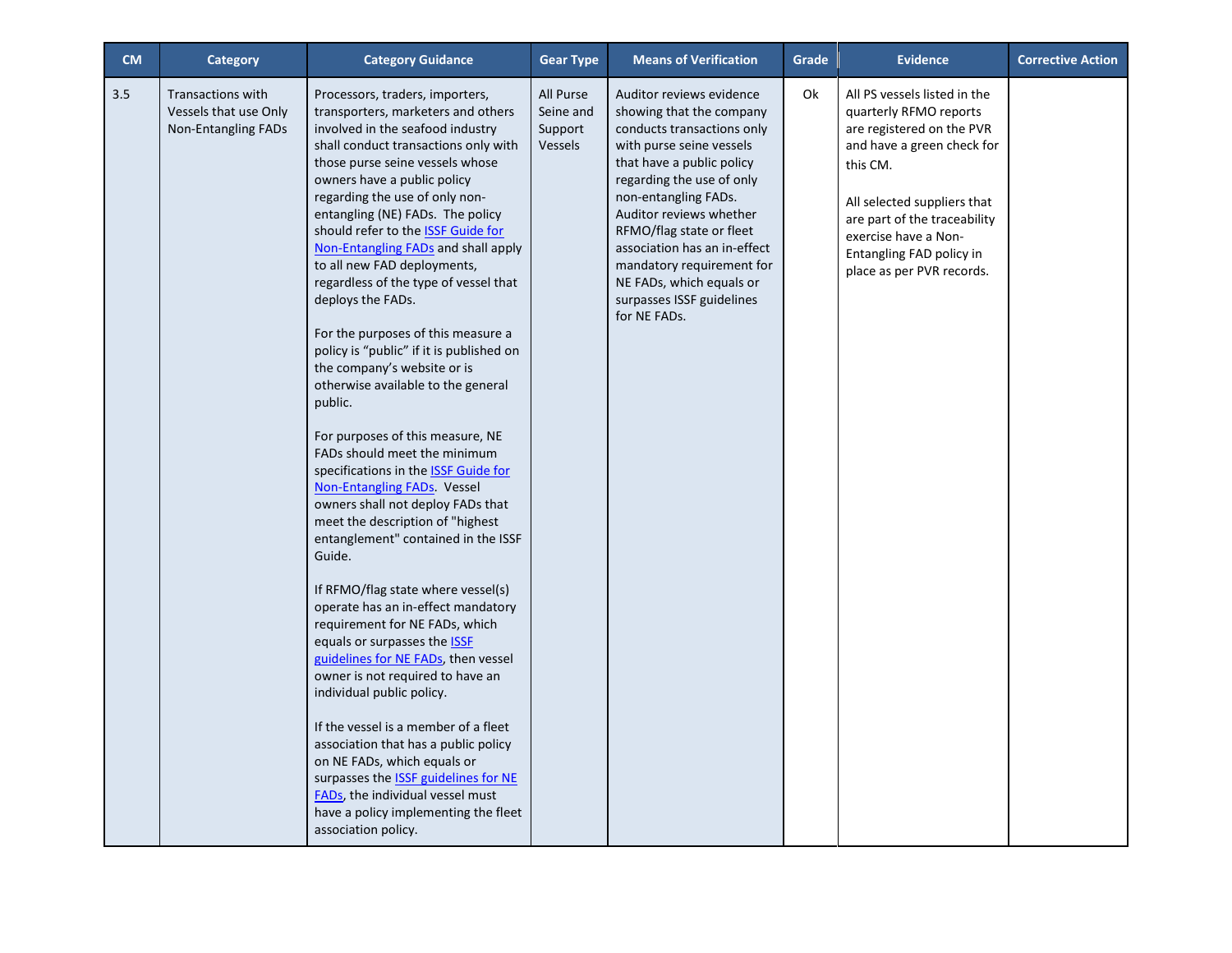| CM | Category | Category Guidance | Gear Type | Means of Verification | Grade | Evidence | Corrective Action |
|---|---|---|---|---|---|---|---|
| 3.5 | Transactions with Vessels that use Only Non-Entangling FADs | Processors, traders, importers, transporters, marketers and others involved in the seafood industry shall conduct transactions only with those purse seine vessels whose owners have a public policy regarding the use of only non-entangling (NE) FADs. The policy should refer to the ISSF Guide for Non-Entangling FADs and shall apply to all new FAD deployments, regardless of the type of vessel that deploys the FADs.<br><br>For the purposes of this measure a policy is "public" if it is published on the company's website or is otherwise available to the general public.<br><br>For purposes of this measure, NE FADs should meet the minimum specifications in the ISSF Guide for Non-Entangling FADs. Vessel owners shall not deploy FADs that meet the description of "highest entanglement" contained in the ISSF Guide.<br><br>If RFMO/flag state where vessel(s) operate has an in-effect mandatory requirement for NE FADs, which equals or surpasses the ISSF guidelines for NE FADs, then vessel owner is not required to have an individual public policy.<br><br>If the vessel is a member of a fleet association that has a public policy on NE FADs, which equals or surpasses the ISSF guidelines for NE FADs, the individual vessel must have a policy implementing the fleet association policy. | All Purse Seine and Support Vessels | Auditor reviews evidence showing that the company conducts transactions only with purse seine vessels that have a public policy regarding the use of only non-entangling FADs. Auditor reviews whether RFMO/flag state or fleet association has an in-effect mandatory requirement for NE FADs, which equals or surpasses ISSF guidelines for NE FADs. | Ok | All PS vessels listed in the quarterly RFMO reports are registered on the PVR and have a green check for this CM.<br><br>All selected suppliers that are part of the traceability exercise have a Non-Entangling FAD policy in place as per PVR records. | |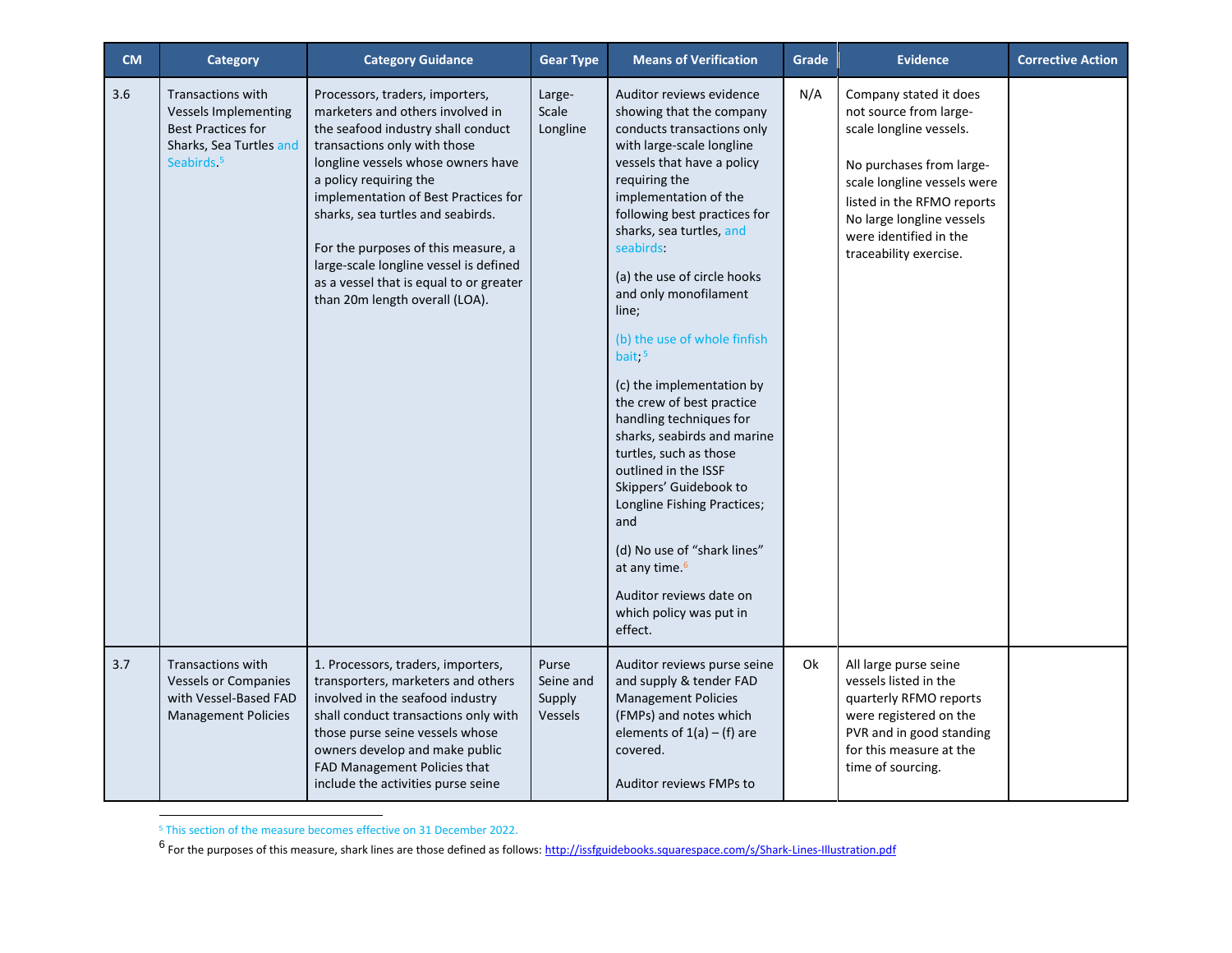| CM | Category | Category Guidance | Gear Type | Means of Verification | Grade | Evidence | Corrective Action |
|---|---|---|---|---|---|---|---|
| 3.6 | Transactions with Vessels Implementing Best Practices for Sharks, Sea Turtles and Seabirds.[5] | Processors, traders, importers, marketers and others involved in the seafood industry shall conduct transactions only with those longline vessels whose owners have a policy requiring the implementation of Best Practices for sharks, sea turtles and seabirds.<br><br>For the purposes of this measure, a large-scale longline vessel is defined as a vessel that is equal to or greater than 20m length overall (LOA). | Large-Scale Longline | Auditor reviews evidence showing that the company conducts transactions only with large-scale longline vessels that have a policy requiring the implementation of the following best practices for sharks, sea turtles, and seabirds:<br><br>(a) the use of circle hooks and only monofilament line;<br><br>(b) the use of whole finfish bait;[5]<br><br>(c) the implementation by the crew of best practice handling techniques for sharks, seabirds and marine turtles, such as those outlined in the ISSF Skippers' Guidebook to Longline Fishing Practices; and<br><br>(d) No use of "shark lines" at any time.[6]<br><br>Auditor reviews date on which policy was put in effect. | N/A | Company stated it does not source from large-scale longline vessels.<br><br>No purchases from large-scale longline vessels were listed in the RFMO reports No large longline vessels were identified in the traceability exercise. | |
| 3.7 | Transactions with Vessels or Companies with Vessel-Based FAD Management Policies | 1. Processors, traders, importers, transporters, marketers and others involved in the seafood industry shall conduct transactions only with those purse seine vessels whose owners develop and make public FAD Management Policies that include the activities purse seine | Purse Seine and Supply Vessels | Auditor reviews purse seine and supply & tender FAD Management Policies (FMPs) and notes which elements of 1(a) – (f) are covered.<br><br>Auditor reviews FMPs to | Ok | All large purse seine vessels listed in the quarterly RFMO reports were registered on the PVR and in good standing for this measure at the time of sourcing. | |

[5] This section of the measure becomes effective on 31 December 2022.

[6] For the purposes of this measure, shark lines are those defined as follows: http://issfguidebooks.squarespace.com/s/Shark-Lines-Illustration.pdf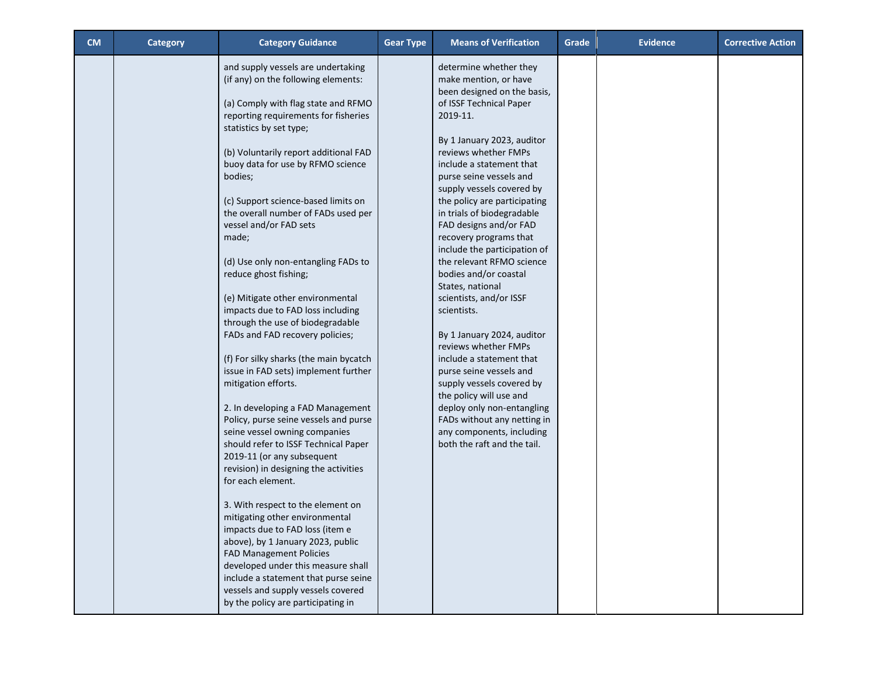| CM | Category | Category Guidance | Gear Type | Means of Verification | Grade | Evidence | Corrective Action |
|---|---|---|---|---|---|---|---|
| | | and supply vessels are undertaking (if any) on the following elements:<br><br>(a) Comply with flag state and RFMO reporting requirements for fisheries statistics by set type;<br><br>(b) Voluntarily report additional FAD buoy data for use by RFMO science bodies;<br><br>(c) Support science-based limits on the overall number of FADs used per vessel and/or FAD sets made;<br><br>(d) Use only non-entangling FADs to reduce ghost fishing;<br><br>(e) Mitigate other environmental impacts due to FAD loss including through the use of biodegradable FADs and FAD recovery policies;<br><br>(f) For silky sharks (the main bycatch issue in FAD sets) implement further mitigation efforts.<br><br>2. In developing a FAD Management Policy, purse seine vessels and purse seine vessel owning companies should refer to ISSF Technical Paper 2019-11 (or any subsequent revision) in designing the activities for each element.<br><br>3. With respect to the element on mitigating other environmental impacts due to FAD loss (item e above), by 1 January 2023, public FAD Management Policies developed under this measure shall include a statement that purse seine vessels and supply vessels covered by the policy are participating in | | determine whether they make mention, or have been designed on the basis, of ISSF Technical Paper 2019-11.<br><br>By 1 January 2023, auditor reviews whether FMPs include a statement that purse seine vessels and supply vessels covered by the policy are participating in trials of biodegradable FAD designs and/or FAD recovery programs that include the participation of the relevant RFMO science bodies and/or coastal States, national scientists, and/or ISSF scientists.<br><br>By 1 January 2024, auditor reviews whether FMPs include a statement that purse seine vessels and supply vessels covered by the policy will use and deploy only non-entangling FADs without any netting in any components, including both the raft and the tail. | | | |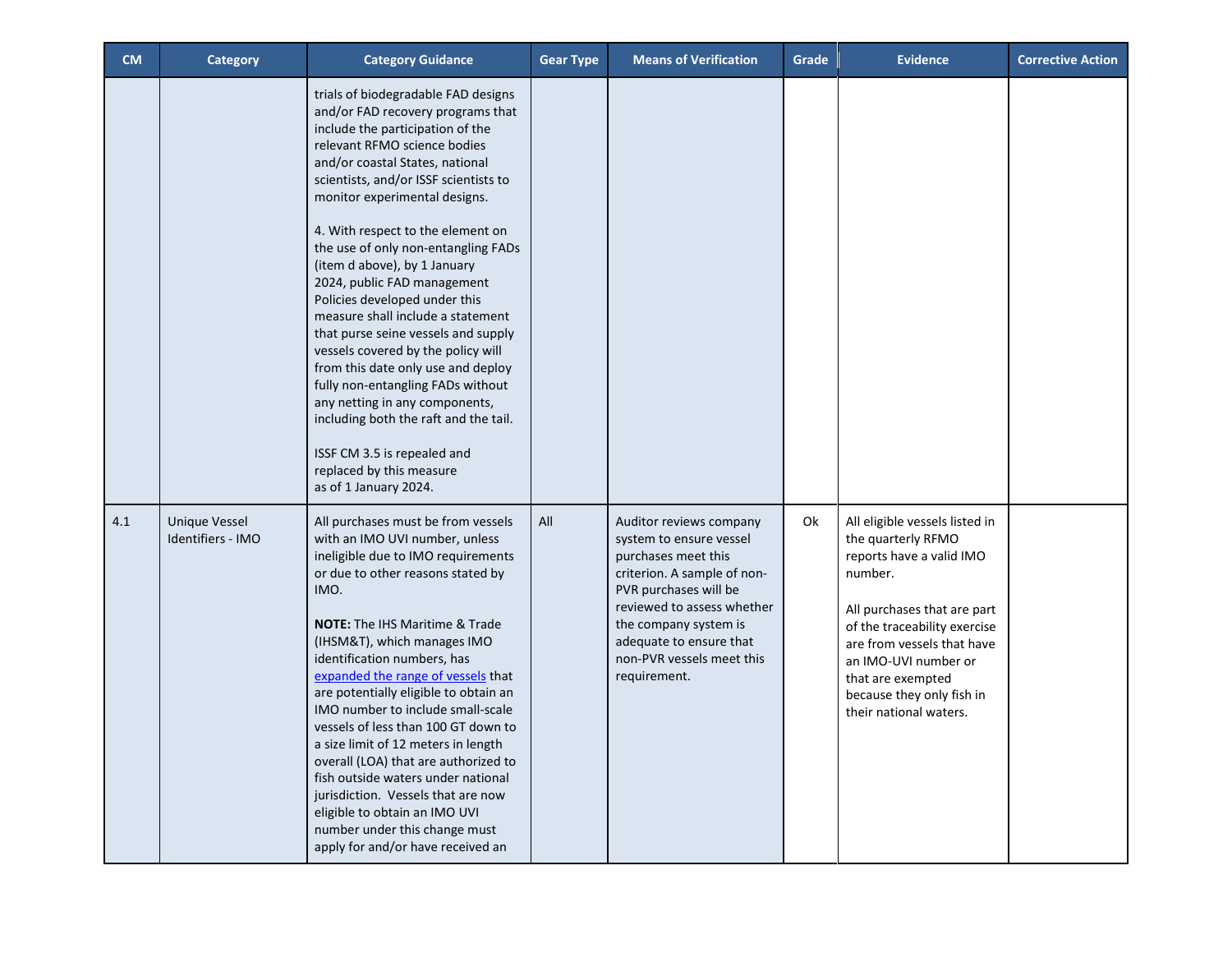| CM | Category | Category Guidance | Gear Type | Means of Verification | Grade | Evidence | Corrective Action |
|---|---|---|---|---|---|---|---|
| | | trials of biodegradable FAD designs and/or FAD recovery programs that include the participation of the relevant RFMO science bodies and/or coastal States, national scientists, and/or ISSF scientists to monitor experimental designs.<br><br>4. With respect to the element on the use of only non-entangling FADs (item d above), by 1 January 2024, public FAD management Policies developed under this measure shall include a statement that purse seine vessels and supply vessels covered by the policy will from this date only use and deploy fully non-entangling FADs without any netting in any components, including both the raft and the tail.<br><br>ISSF CM 3.5 is repealed and replaced by this measure as of 1 January 2024. | | | | | |
| 4.1 | Unique Vessel Identifiers - IMO | All purchases must be from vessels with an IMO UVI number, unless ineligible due to IMO requirements or due to other reasons stated by IMO.<br><br>**NOTE:** The IHS Maritime & Trade (IHSM&T), which manages IMO identification numbers, has [expanded the range of vessels]() that are potentially eligible to obtain an IMO number to include small-scale vessels of less than 100 GT down to a size limit of 12 meters in length overall (LOA) that are authorized to fish outside waters under national jurisdiction. Vessels that are now eligible to obtain an IMO UVI number under this change must apply for and/or have received an | All | Auditor reviews company system to ensure vessel purchases meet this criterion. A sample of non-PVR purchases will be reviewed to assess whether the company system is adequate to ensure that non-PVR vessels meet this requirement. | Ok | All eligible vessels listed in the quarterly RFMO reports have a valid IMO number.<br><br>All purchases that are part of the traceability exercise are from vessels that have an IMO-UVI number or that are exempted because they only fish in their national waters. | |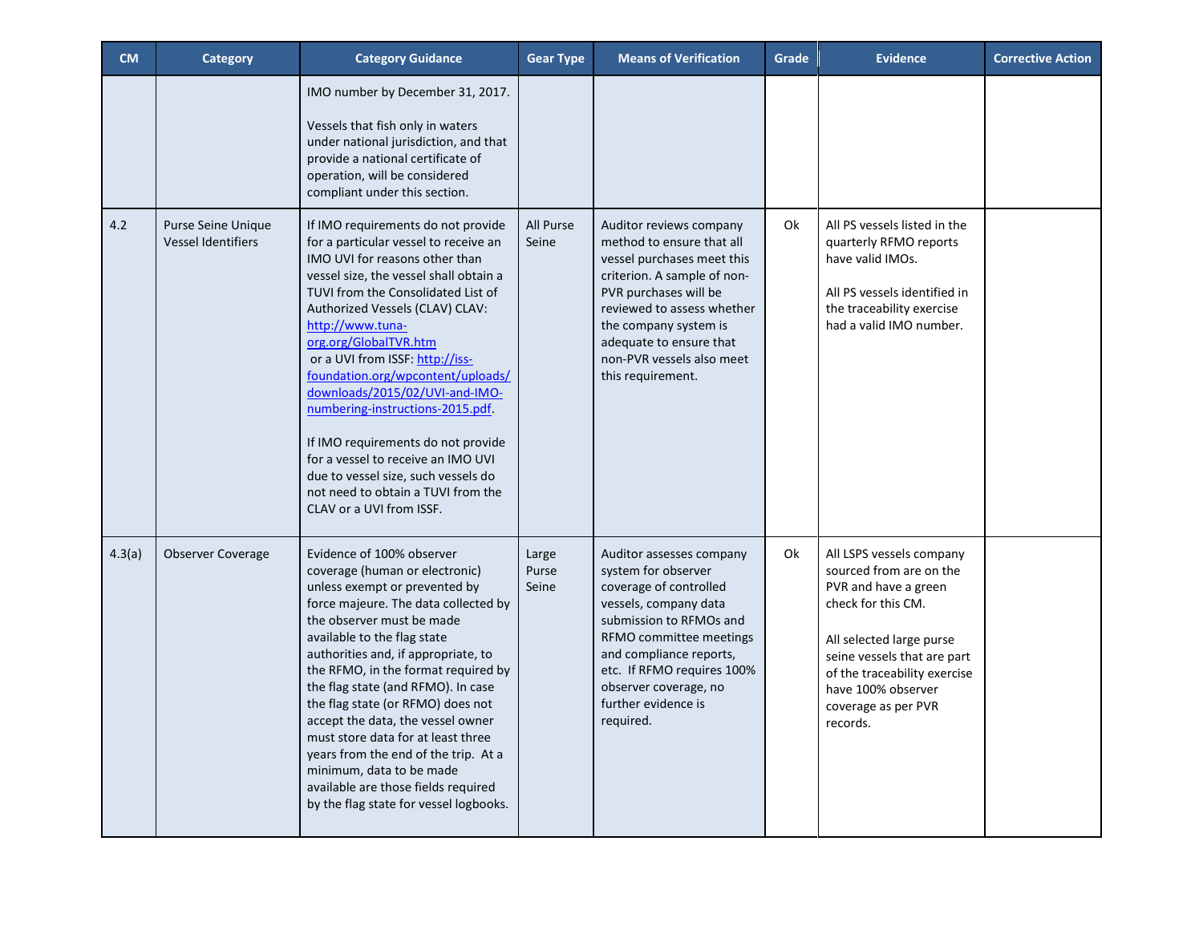| CM | Category | Category Guidance | Gear Type | Means of Verification | Grade | Evidence | Corrective Action |
|---|---|---|---|---|---|---|---|
| | | IMO number by December 31, 2017.<br><br>Vessels that fish only in waters under national jurisdiction, and that provide a national certificate of operation, will be considered compliant under this section. | | | | | |
| 4.2 | Purse Seine Unique Vessel Identifiers | If IMO requirements do not provide for a particular vessel to receive an IMO UVI for reasons other than vessel size, the vessel shall obtain a TUVI from the Consolidated List of Authorized Vessels (CLAV) CLAV: [http://www.tuna-org.org/GlobalTVR.htm](http://www.tuna-org.org/GlobalTVR.htm) or a UVI from ISSF: [http://iss-foundation.org/wpcontent/uploads/downloads/2015/02/UVI-and-IMO-numbering-instructions-2015.pdf](http://iss-foundation.org/wpcontent/uploads/downloads/2015/02/UVI-and-IMO-numbering-instructions-2015.pdf).<br><br>If IMO requirements do not provide for a vessel to receive an IMO UVI due to vessel size, such vessels do not need to obtain a TUVI from the CLAV or a UVI from ISSF. | All Purse Seine | Auditor reviews company method to ensure that all vessel purchases meet this criterion. A sample of non-PVR purchases will be reviewed to assess whether the company system is adequate to ensure that non-PVR vessels also meet this requirement. | Ok | All PS vessels listed in the quarterly RFMO reports have valid IMOs.<br><br>All PS vessels identified in the traceability exercise had a valid IMO number. | |
| 4.3(a) | Observer Coverage | Evidence of 100% observer coverage (human or electronic) unless exempt or prevented by force majeure. The data collected by the observer must be made available to the flag state authorities and, if appropriate, to the RFMO, in the format required by the flag state (and RFMO). In case the flag state (or RFMO) does not accept the data, the vessel owner must store data for at least three years from the end of the trip. At a minimum, data to be made available are those fields required by the flag state for vessel logbooks. | Large Purse Seine | Auditor assesses company system for observer coverage of controlled vessels, company data submission to RFMOs and RFMO committee meetings and compliance reports, etc. If RFMO requires 100% observer coverage, no further evidence is required. | Ok | All LSPS vessels company sourced from are on the PVR and have a green check for this CM.<br><br>All selected large purse seine vessels that are part of the traceability exercise have 100% observer coverage as per PVR records. | |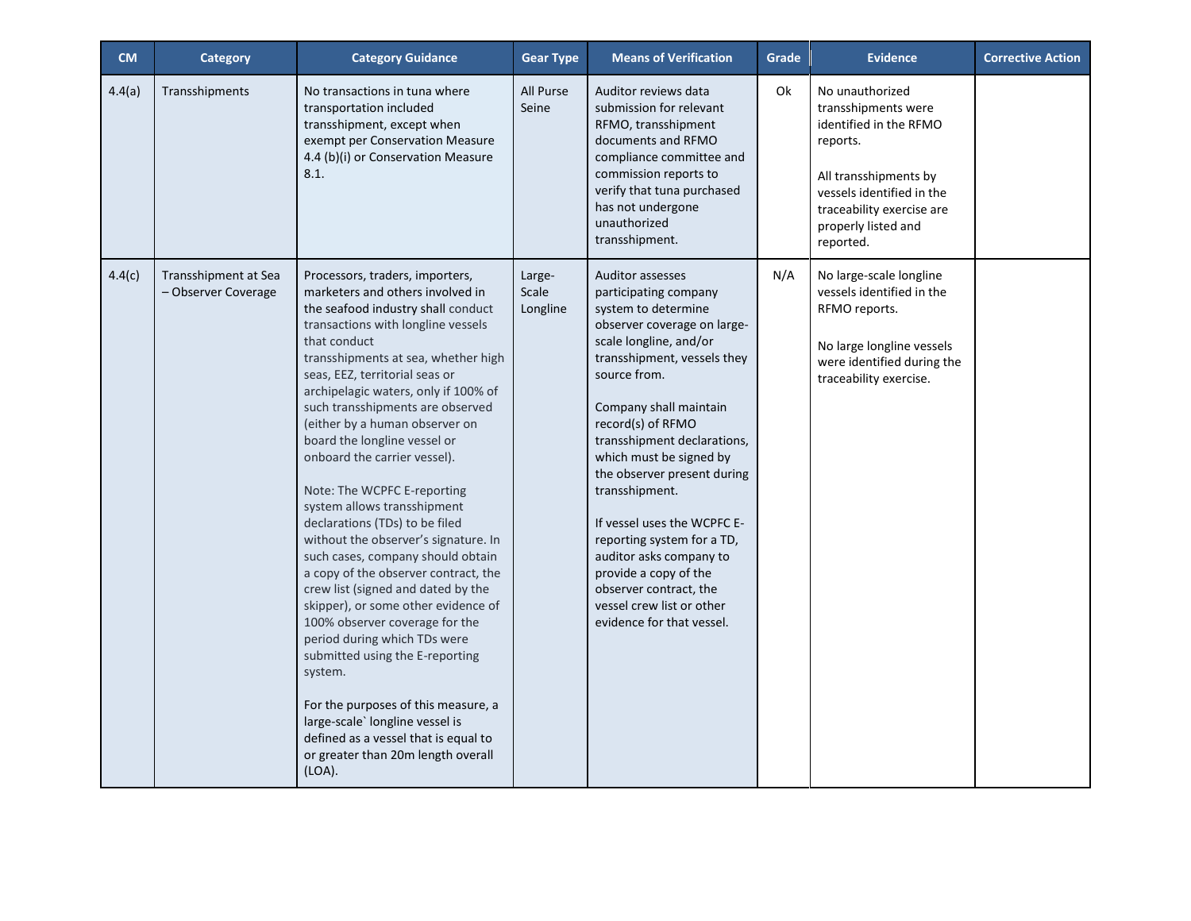| CM | Category | Category Guidance | Gear Type | Means of Verification | Grade | Evidence | Corrective Action |
|---|---|---|---|---|---|---|---|
| 4.4(a) | Transshipments | No transactions in tuna where transportation included transshipment, except when exempt per Conservation Measure 4.4 (b)(i) or Conservation Measure 8.1. | All Purse Seine | Auditor reviews data submission for relevant RFMO, transshipment documents and RFMO compliance committee and commission reports to verify that tuna purchased has not undergone unauthorized transshipment. | Ok | No unauthorized transshipments were identified in the RFMO reports.<br><br>All transshipments by vessels identified in the traceability exercise are properly listed and reported. | |
| 4.4(c) | Transshipment at Sea – Observer Coverage | Processors, traders, importers, marketers and others involved in the seafood industry shall conduct transactions with longline vessels that conduct transshipments at sea, whether high seas, EEZ, territorial seas or archipelagic waters, only if 100% of such transshipments are observed (either by a human observer on board the longline vessel or onboard the carrier vessel).<br><br>Note: The WCPFC E-reporting system allows transshipment declarations (TDs) to be filed without the observer's signature. In such cases, company should obtain a copy of the observer contract, the crew list (signed and dated by the skipper), or some other evidence of 100% observer coverage for the period during which TDs were submitted using the E-reporting system.<br><br>For the purposes of this measure, a large-scale` longline vessel is defined as a vessel that is equal to or greater than 20m length overall (LOA). | Large-Scale Longline | Auditor assesses participating company system to determine observer coverage on large-scale longline, and/or transshipment, vessels they source from.<br><br>Company shall maintain record(s) of RFMO transshipment declarations, which must be signed by the observer present during transshipment.<br><br>If vessel uses the WCPFC E-reporting system for a TD, auditor asks company to provide a copy of the observer contract, the vessel crew list or other evidence for that vessel. | N/A | No large-scale longline vessels identified in the RFMO reports.<br><br>No large longline vessels were identified during the traceability exercise. | |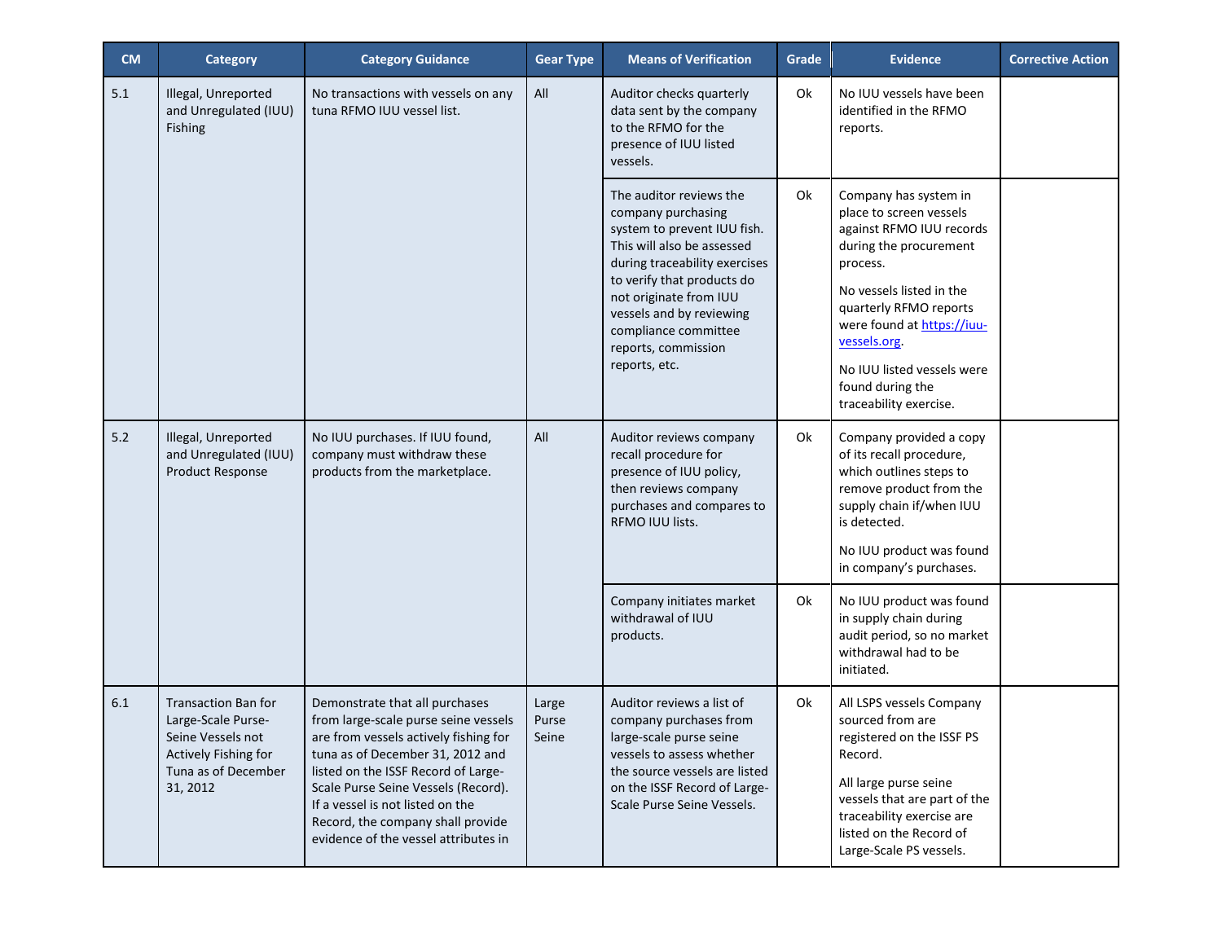| CM | Category | Category Guidance | Gear Type | Means of Verification | Grade | Evidence | Corrective Action |
|---|---|---|---|---|---|---|---|
| 5.1 | Illegal, Unreported and Unregulated (IUU) Fishing | No transactions with vessels on any tuna RFMO IUU vessel list. | All | Auditor checks quarterly data sent by the company to the RFMO for the presence of IUU listed vessels. | Ok | No IUU vessels have been identified in the RFMO reports. | |
| | | | | The auditor reviews the company purchasing system to prevent IUU fish. This will also be assessed during traceability exercises to verify that products do not originate from IUU vessels and by reviewing compliance committee reports, commission reports, etc. | Ok | Company has system in place to screen vessels against RFMO IUU records during the procurement process.<br><br>No vessels listed in the quarterly RFMO reports were found at [https://iuu-vessels.org](https://iuu-vessels.org).<br><br>No IUU listed vessels were found during the traceability exercise. | |
| 5.2 | Illegal, Unreported and Unregulated (IUU) Product Response | No IUU purchases. If IUU found, company must withdraw these products from the marketplace. | All | Auditor reviews company recall procedure for presence of IUU policy, then reviews company purchases and compares to RFMO IUU lists. | Ok | Company provided a copy of its recall procedure, which outlines steps to remove product from the supply chain if/when IUU is detected.<br><br>No IUU product was found in company's purchases. | |
| | | | | Company initiates market withdrawal of IUU products. | Ok | No IUU product was found in supply chain during audit period, so no market withdrawal had to be initiated. | |
| 6.1 | Transaction Ban for Large-Scale Purse-Seine Vessels not Actively Fishing for Tuna as of December 31, 2012 | Demonstrate that all purchases from large-scale purse seine vessels are from vessels actively fishing for tuna as of December 31, 2012 and listed on the ISSF Record of Large-Scale Purse Seine Vessels (Record). If a vessel is not listed on the Record, the company shall provide evidence of the vessel attributes in | Large Purse Seine | Auditor reviews a list of company purchases from large-scale purse seine vessels to assess whether the source vessels are listed on the ISSF Record of Large-Scale Purse Seine Vessels. | Ok | All LSPS vessels Company sourced from are registered on the ISSF PS Record.<br><br>All large purse seine vessels that are part of the traceability exercise are listed on the Record of Large-Scale PS vessels. | |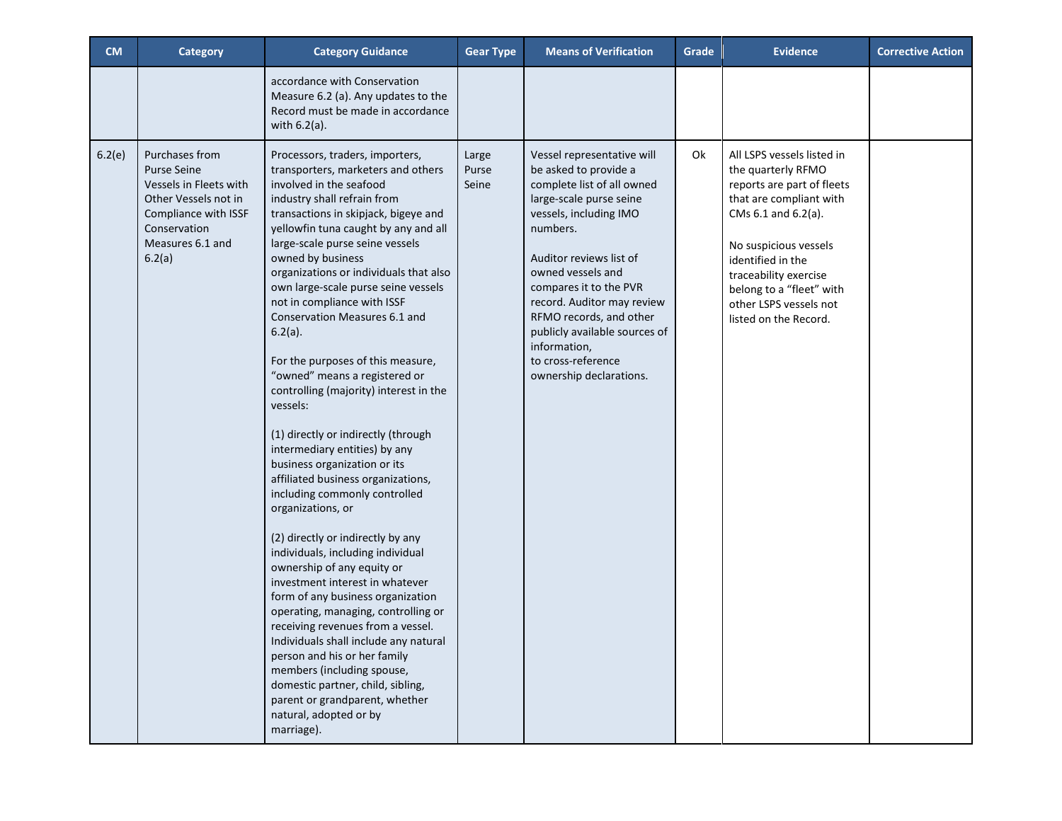| CM | Category | Category Guidance | Gear Type | Means of Verification | Grade | Evidence | Corrective Action |
|---|---|---|---|---|---|---|---|
| | | accordance with Conservation Measure 6.2 (a). Any updates to the Record must be made in accordance with 6.2(a). | | | | | |
| 6.2(e) | Purchases from Purse Seine Vessels in Fleets with Other Vessels not in Compliance with ISSF Conservation Measures 6.1 and 6.2(a) | Processors, traders, importers, transporters, marketers and others involved in the seafood industry shall refrain from transactions in skipjack, bigeye and yellowfin tuna caught by any and all large-scale purse seine vessels owned by business organizations or individuals that also own large-scale purse seine vessels not in compliance with ISSF Conservation Measures 6.1 and 6.2(a).<br><br>For the purposes of this measure, "owned" means a registered or controlling (majority) interest in the vessels:<br><br>(1) directly or indirectly (through intermediary entities) by any business organization or its affiliated business organizations, including commonly controlled organizations, or<br><br>(2) directly or indirectly by any individuals, including individual ownership of any equity or investment interest in whatever form of any business organization operating, managing, controlling or receiving revenues from a vessel. Individuals shall include any natural person and his or her family members (including spouse, domestic partner, child, sibling, parent or grandparent, whether natural, adopted or by marriage). | Large Purse Seine | Vessel representative will be asked to provide a complete list of all owned large-scale purse seine vessels, including IMO numbers.<br><br>Auditor reviews list of owned vessels and compares it to the PVR record. Auditor may review RFMO records, and other publicly available sources of information, to cross-reference ownership declarations. | Ok | All LSPS vessels listed in the quarterly RFMO reports are part of fleets that are compliant with CMs 6.1 and 6.2(a).<br><br>No suspicious vessels identified in the traceability exercise belong to a "fleet" with other LSPS vessels not listed on the Record. | |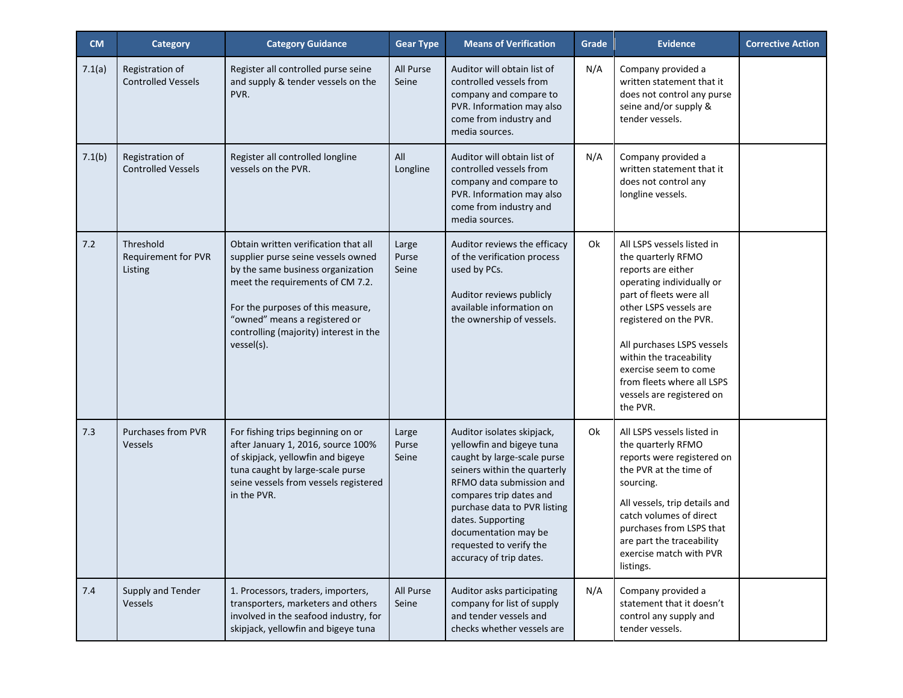| CM | Category | Category Guidance | Gear Type | Means of Verification | Grade | Evidence | Corrective Action |
|---|---|---|---|---|---|---|---|
| 7.1(a) | Registration of Controlled Vessels | Register all controlled purse seine and supply & tender vessels on the PVR. | All Purse Seine | Auditor will obtain list of controlled vessels from company and compare to PVR. Information may also come from industry and media sources. | N/A | Company provided a written statement that it does not control any purse seine and/or supply & tender vessels. | |
| 7.1(b) | Registration of Controlled Vessels | Register all controlled longline vessels on the PVR. | All Longline | Auditor will obtain list of controlled vessels from company and compare to PVR. Information may also come from industry and media sources. | N/A | Company provided a written statement that it does not control any longline vessels. | |
| 7.2 | Threshold Requirement for PVR Listing | Obtain written verification that all supplier purse seine vessels owned by the same business organization meet the requirements of CM 7.2.<br><br>For the purposes of this measure, "owned" means a registered or controlling (majority) interest in the vessel(s). | Large Purse Seine | Auditor reviews the efficacy of the verification process used by PCs.<br><br>Auditor reviews publicly available information on the ownership of vessels. | Ok | All LSPS vessels listed in the quarterly RFMO reports are either operating individually or part of fleets were all other LSPS vessels are registered on the PVR.<br><br>All purchases LSPS vessels within the traceability exercise seem to come from fleets where all LSPS vessels are registered on the PVR. | |
| 7.3 | Purchases from PVR Vessels | For fishing trips beginning on or after January 1, 2016, source 100% of skipjack, yellowfin and bigeye tuna caught by large-scale purse seine vessels from vessels registered in the PVR. | Large Purse Seine | Auditor isolates skipjack, yellowfin and bigeye tuna caught by large-scale purse seiners within the quarterly RFMO data submission and compares trip dates and purchase data to PVR listing dates. Supporting documentation may be requested to verify the accuracy of trip dates. | Ok | All LSPS vessels listed in the quarterly RFMO reports were registered on the PVR at the time of sourcing.<br><br>All vessels, trip details and catch volumes of direct purchases from LSPS that are part the traceability exercise match with PVR listings. | |
| 7.4 | Supply and Tender Vessels | 1. Processors, traders, importers, transporters, marketers and others involved in the seafood industry, for skipjack, yellowfin and bigeye tuna | All Purse Seine | Auditor asks participating company for list of supply and tender vessels and checks whether vessels are | N/A | Company provided a statement that it doesn't control any supply and tender vessels. | |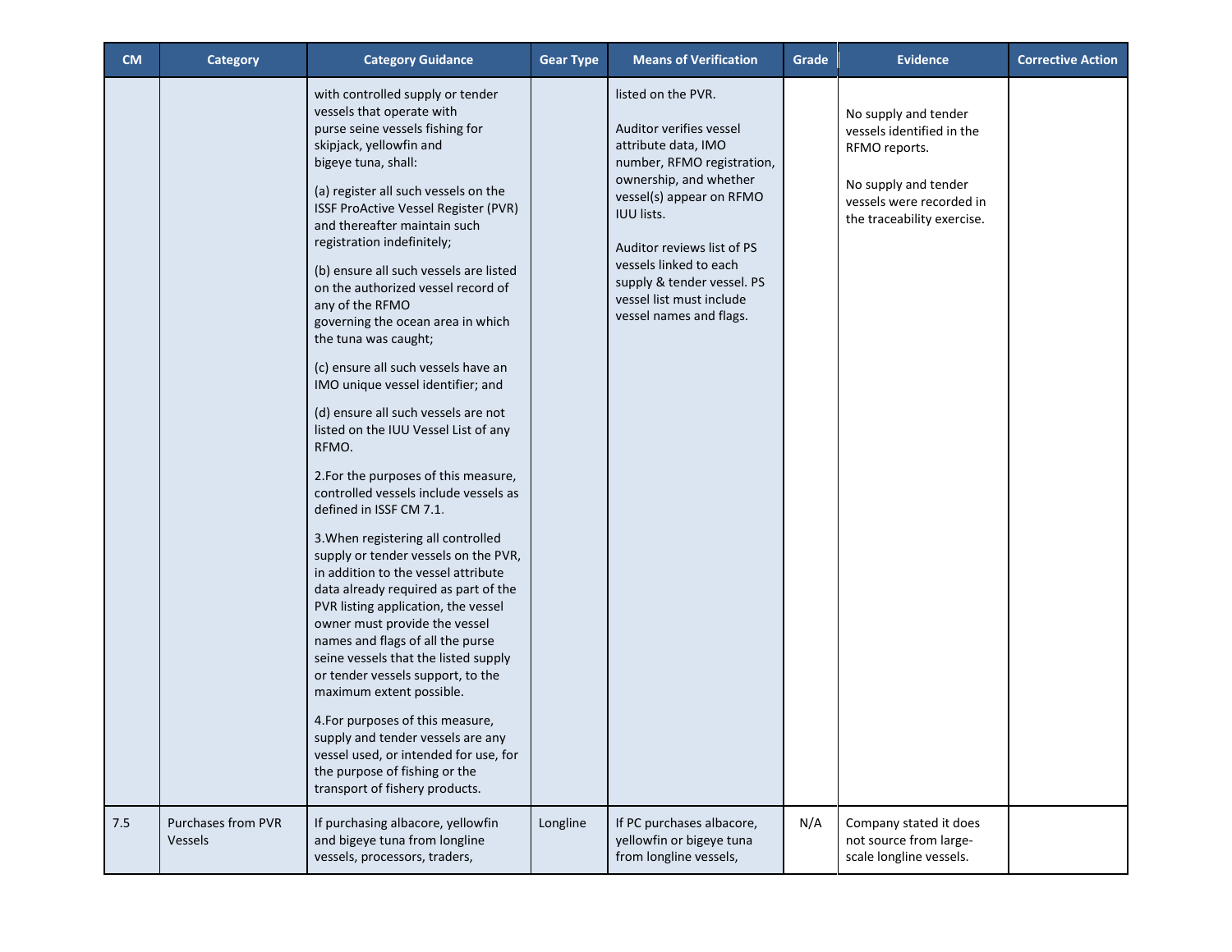| CM | Category | Category Guidance | Gear Type | Means of Verification | Grade | Evidence | Corrective Action |
|---|---|---|---|---|---|---|---|
| | | with controlled supply or tender vessels that operate with purse seine vessels fishing for skipjack, yellowfin and bigeye tuna, shall:<br><br>(a) register all such vessels on the ISSF ProActive Vessel Register (PVR) and thereafter maintain such registration indefinitely;<br><br>(b) ensure all such vessels are listed on the authorized vessel record of any of the RFMO governing the ocean area in which the tuna was caught;<br><br>(c) ensure all such vessels have an IMO unique vessel identifier; and<br><br>(d) ensure all such vessels are not listed on the IUU Vessel List of any RFMO.<br><br>2.For the purposes of this measure, controlled vessels include vessels as defined in ISSF CM 7.1.<br><br>3.When registering all controlled supply or tender vessels on the PVR, in addition to the vessel attribute data already required as part of the PVR listing application, the vessel owner must provide the vessel names and flags of all the purse seine vessels that the listed supply or tender vessels support, to the maximum extent possible.<br><br>4.For purposes of this measure, supply and tender vessels are any vessel used, or intended for use, for the purpose of fishing or the transport of fishery products. | | listed on the PVR.<br><br>Auditor verifies vessel attribute data, IMO number, RFMO registration, ownership, and whether vessel(s) appear on RFMO IUU lists.<br><br>Auditor reviews list of PS vessels linked to each supply & tender vessel. PS vessel list must include vessel names and flags. | | No supply and tender vessels identified in the RFMO reports.<br><br>No supply and tender vessels were recorded in the traceability exercise. | |
| 7.5 | Purchases from PVR Vessels | If purchasing albacore, yellowfin and bigeye tuna from longline vessels, processors, traders, | Longline | If PC purchases albacore, yellowfin or bigeye tuna from longline vessels, | N/A | Company stated it does not source from large-scale longline vessels. | |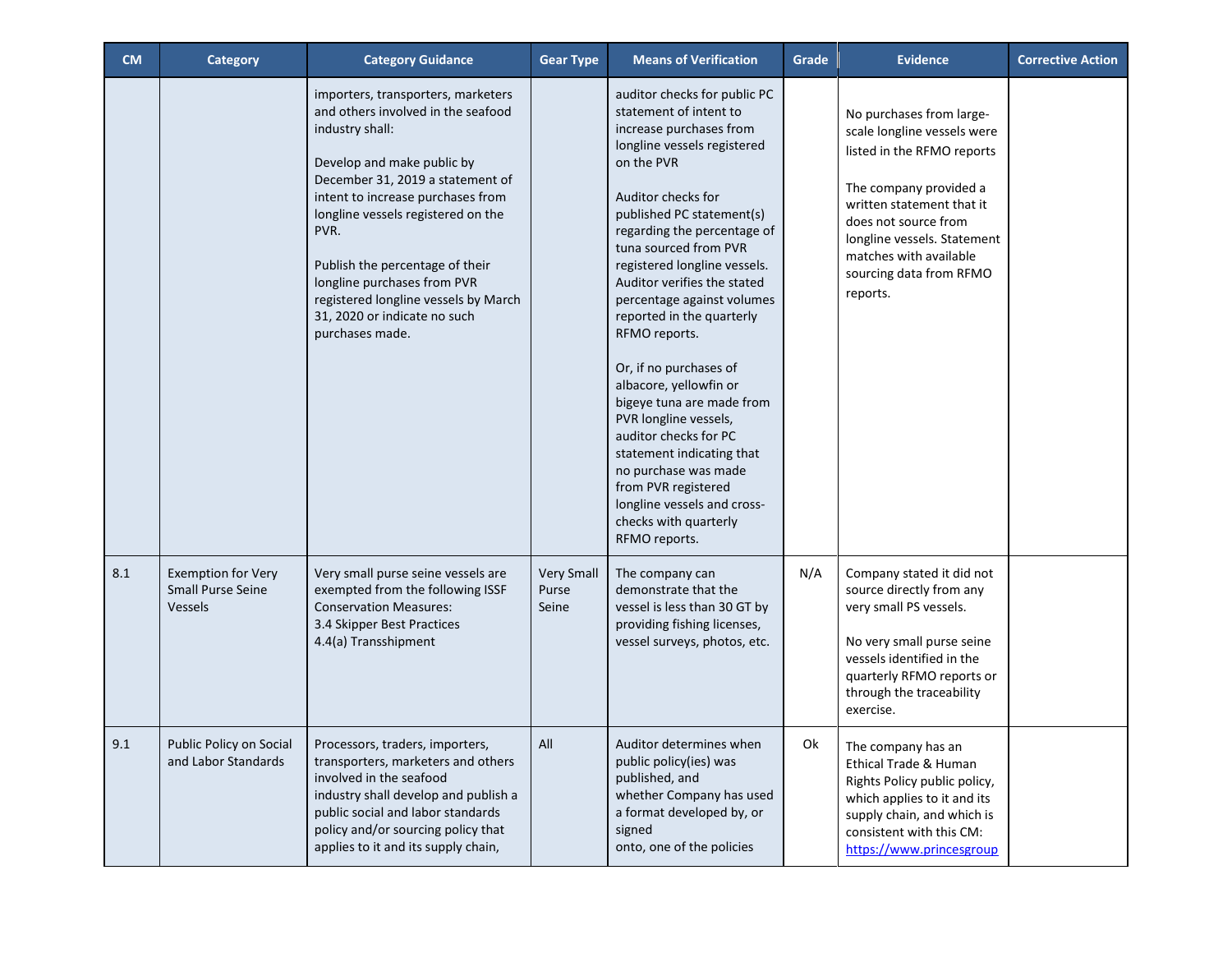| CM | Category | Category Guidance | Gear Type | Means of Verification | Grade | Evidence | Corrective Action |
|---|---|---|---|---|---|---|---|
| | | importers, transporters, marketers and others involved in the seafood industry shall:<br><br>Develop and make public by December 31, 2019 a statement of intent to increase purchases from longline vessels registered on the PVR.<br><br>Publish the percentage of their longline purchases from PVR registered longline vessels by March 31, 2020 or indicate no such purchases made. | | auditor checks for public PC statement of intent to increase purchases from longline vessels registered on the PVR<br><br>Auditor checks for published PC statement(s) regarding the percentage of tuna sourced from PVR registered longline vessels. Auditor verifies the stated percentage against volumes reported in the quarterly RFMO reports.<br><br>Or, if no purchases of albacore, yellowfin or bigeye tuna are made from PVR longline vessels, auditor checks for PC statement indicating that no purchase was made from PVR registered longline vessels and cross-checks with quarterly RFMO reports. | | No purchases from large-scale longline vessels were listed in the RFMO reports<br><br>The company provided a written statement that it does not source from longline vessels. Statement matches with available sourcing data from RFMO reports. | |
| 8.1 | Exemption for Very Small Purse Seine Vessels | Very small purse seine vessels are exempted from the following ISSF Conservation Measures:<br>3.4 Skipper Best Practices<br>4.4(a) Transshipment | Very Small Purse Seine | The company can demonstrate that the vessel is less than 30 GT by providing fishing licenses, vessel surveys, photos, etc. | N/A | Company stated it did not source directly from any very small PS vessels.<br><br>No very small purse seine vessels identified in the quarterly RFMO reports or through the traceability exercise. | |
| 9.1 | Public Policy on Social and Labor Standards | Processors, traders, importers, transporters, marketers and others involved in the seafood industry shall develop and publish a public social and labor standards policy and/or sourcing policy that applies to it and its supply chain, | All | Auditor determines when public policy(ies) was published, and whether Company has used a format developed by, or signed onto, one of the policies | Ok | The company has an Ethical Trade & Human Rights Policy public policy, which applies to it and its supply chain, and which is consistent with this CM: https://www.princesgroup | |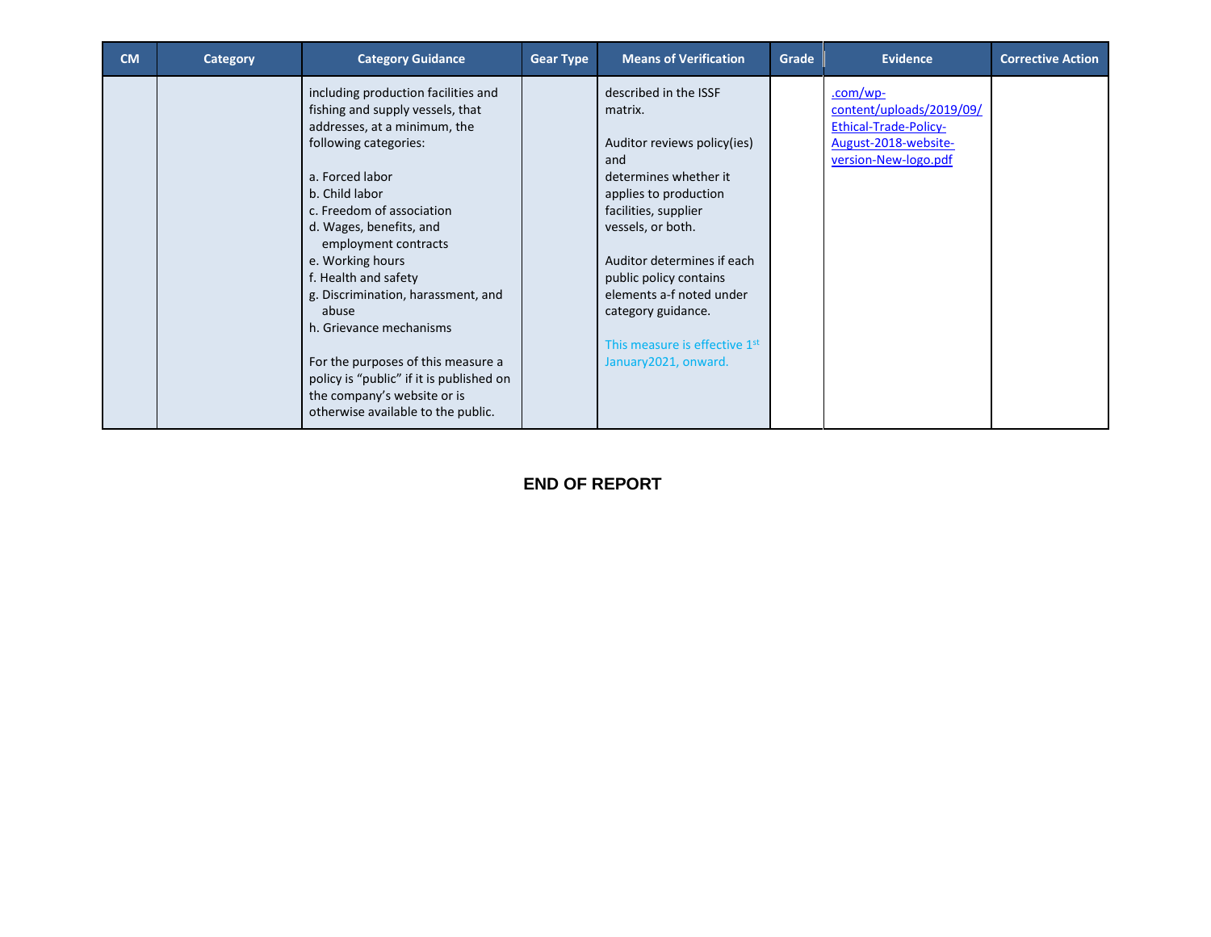| CM | Category | Category Guidance | Gear Type | Means of Verification | Grade | Evidence | Corrective Action |
|---|---|---|---|---|---|---|---|
| | | including production facilities and fishing and supply vessels, that addresses, at a minimum, the following categories:<br><br>a. Forced labor<br>b. Child labor<br>c. Freedom of association<br>d. Wages, benefits, and employment contracts<br>e. Working hours<br>f. Health and safety<br>g. Discrimination, harassment, and abuse<br>h. Grievance mechanisms<br><br>For the purposes of this measure a policy is "public" if it is published on the company's website or is otherwise available to the public. | | described in the ISSF matrix.<br><br>Auditor reviews policy(ies) and determines whether it applies to production facilities, supplier vessels, or both.<br><br>Auditor determines if each public policy contains elements a-f noted under category guidance.<br><br>This measure is effective 1st January2021, onward. | | .com/wp-content/uploads/2019/09/Ethical-Trade-Policy-August-2018-website-version-New-logo.pdf | |

**END OF REPORT**